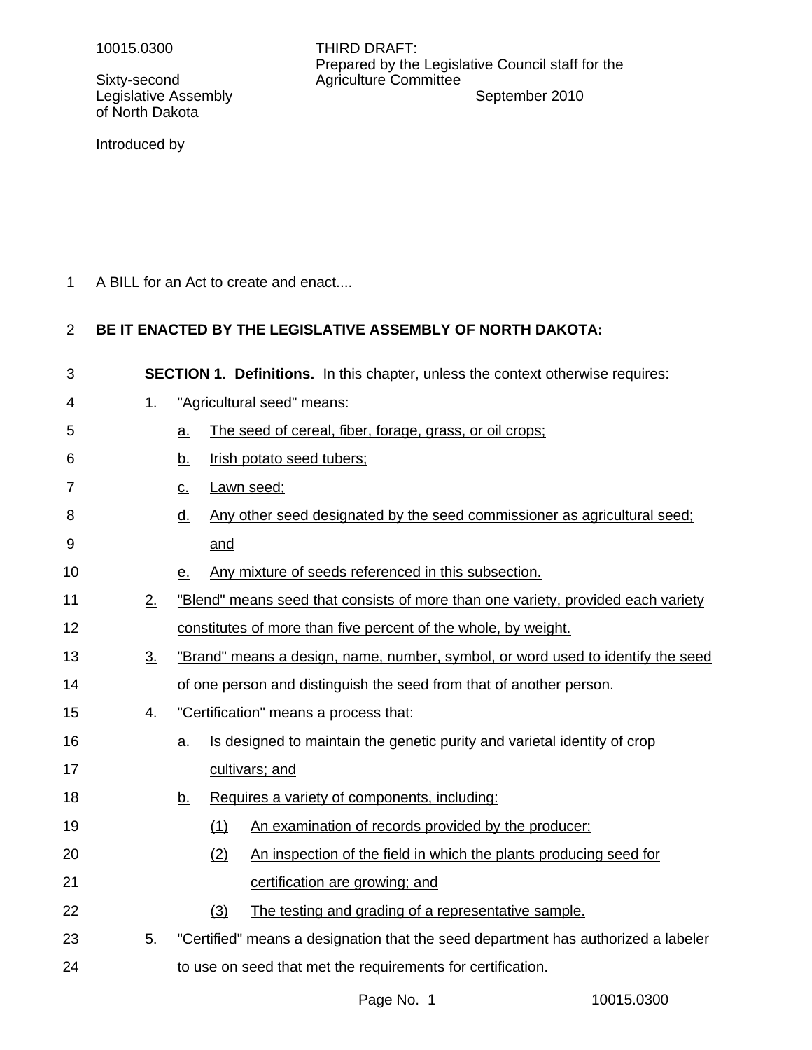10015.0300

Sixty-second Legislative Assembly of North Dakota

THIRD DRAFT:
Prepared by the Legislative Council staff for the Agriculture Committee
September 2010

Introduced by

A BILL for an Act to create and enact....

**BE IT ENACTED BY THE LEGISLATIVE ASSEMBLY OF NORTH DAKOTA:**

**SECTION 1. Definitions.** In this chapter, unless the context otherwise requires:

1. "Agricultural seed" means:
   a. The seed of cereal, fiber, forage, grass, or oil crops;
   b. Irish potato seed tubers;
   c. Lawn seed;
   d. Any other seed designated by the seed commissioner as agricultural seed; and
   e. Any mixture of seeds referenced in this subsection.
2. "Blend" means seed that consists of more than one variety, provided each variety constitutes of more than five percent of the whole, by weight.
3. "Brand" means a design, name, number, symbol, or word used to identify the seed of one person and distinguish the seed from that of another person.
4. "Certification" means a process that:
   a. Is designed to maintain the genetic purity and varietal identity of crop cultivars; and
   b. Requires a variety of components, including:
      (1) An examination of records provided by the producer;
      (2) An inspection of the field in which the plants producing seed for certification are growing; and
      (3) The testing and grading of a representative sample.
5. "Certified" means a designation that the seed department has authorized a labeler to use on seed that met the requirements for certification.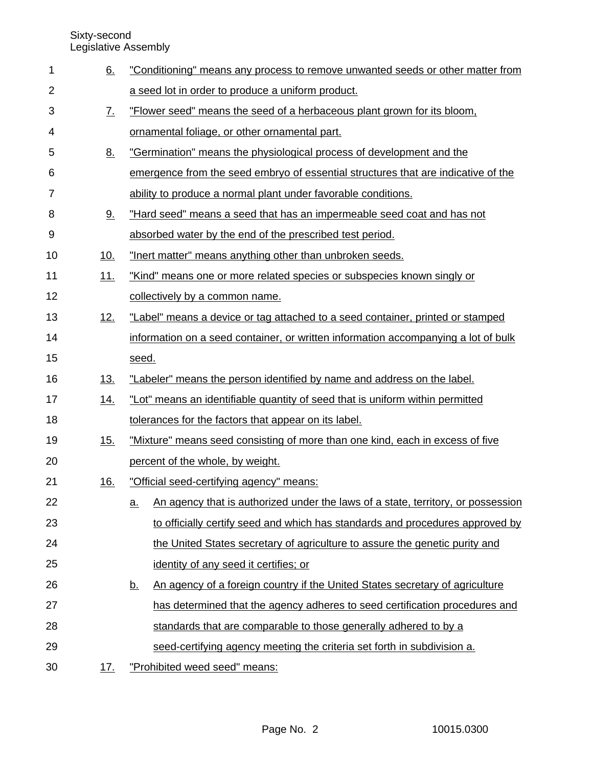6. "Conditioning" means any process to remove unwanted seeds or other matter from a seed lot in order to produce a uniform product.

7. "Flower seed" means the seed of a herbaceous plant grown for its bloom, ornamental foliage, or other ornamental part.

8. "Germination" means the physiological process of development and the emergence from the seed embryo of essential structures that are indicative of the ability to produce a normal plant under favorable conditions.

9. "Hard seed" means a seed that has an impermeable seed coat and has not absorbed water by the end of the prescribed test period.

10. "Inert matter" means anything other than unbroken seeds.

11. "Kind" means one or more related species or subspecies known singly or collectively by a common name.

12. "Label" means a device or tag attached to a seed container, printed or stamped information on a seed container, or written information accompanying a lot of bulk seed.

13. "Labeler" means the person identified by name and address on the label.

14. "Lot" means an identifiable quantity of seed that is uniform within permitted tolerances for the factors that appear on its label.

15. "Mixture" means seed consisting of more than one kind, each in excess of five percent of the whole, by weight.

16. "Official seed-certifying agency" means:

    a. An agency that is authorized under the laws of a state, territory, or possession to officially certify seed and which has standards and procedures approved by the United States secretary of agriculture to assure the genetic purity and identity of any seed it certifies; or

    b. An agency of a foreign country if the United States secretary of agriculture has determined that the agency adheres to seed certification procedures and standards that are comparable to those generally adhered to by a seed-certifying agency meeting the criteria set forth in subdivision a.

17. "Prohibited weed seed" means: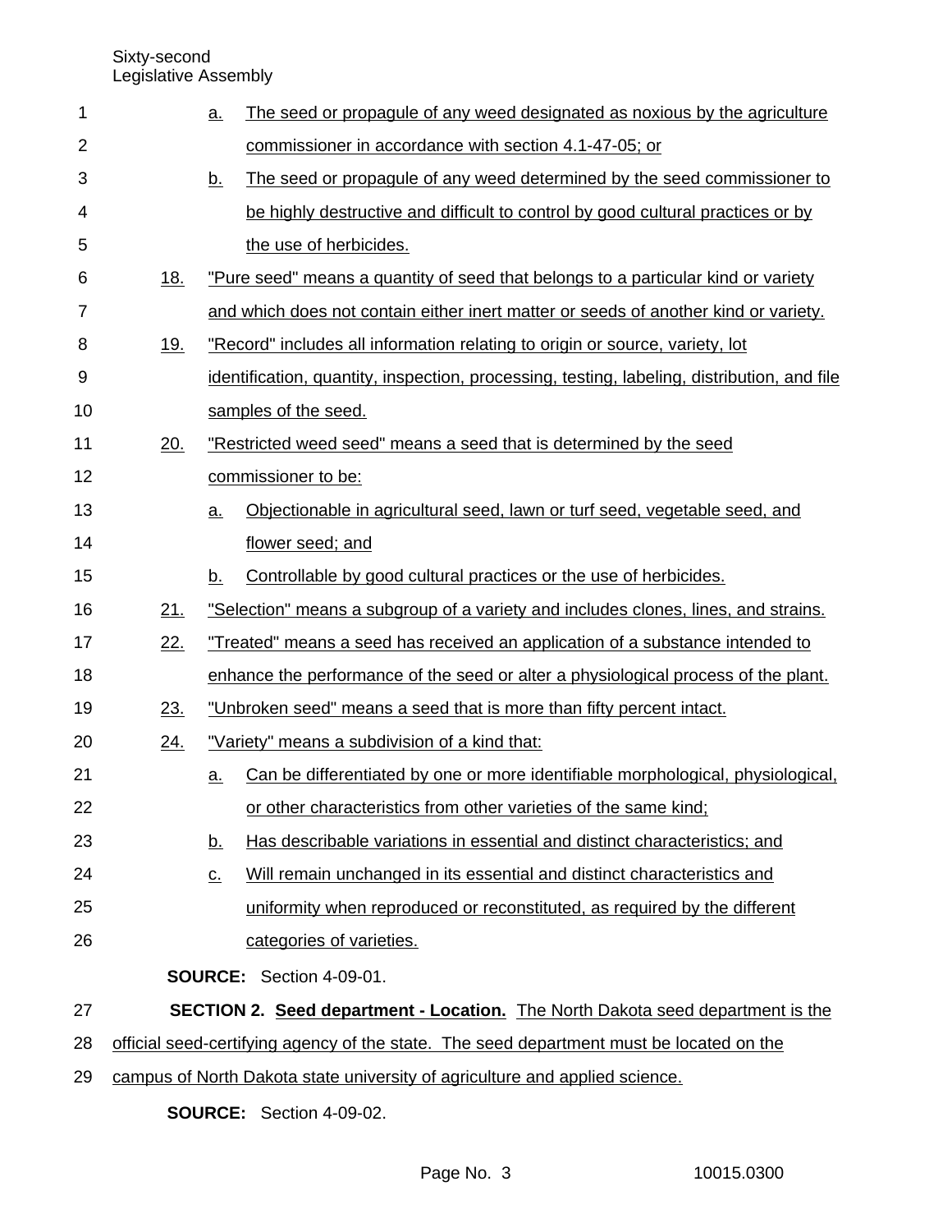a. The seed or propagule of any weed designated as noxious by the agriculture commissioner in accordance with section 4.1-47-05; or

b. The seed or propagule of any weed determined by the seed commissioner to be highly destructive and difficult to control by good cultural practices or by the use of herbicides.

18. "Pure seed" means a quantity of seed that belongs to a particular kind or variety and which does not contain either inert matter or seeds of another kind or variety.

19. "Record" includes all information relating to origin or source, variety, lot identification, quantity, inspection, processing, testing, labeling, distribution, and file samples of the seed.

20. "Restricted weed seed" means a seed that is determined by the seed commissioner to be:

a. Objectionable in agricultural seed, lawn or turf seed, vegetable seed, and flower seed; and

b. Controllable by good cultural practices or the use of herbicides.

21. "Selection" means a subgroup of a variety and includes clones, lines, and strains.

22. "Treated" means a seed has received an application of a substance intended to enhance the performance of the seed or alter a physiological process of the plant.

23. "Unbroken seed" means a seed that is more than fifty percent intact.

24. "Variety" means a subdivision of a kind that:

a. Can be differentiated by one or more identifiable morphological, physiological, or other characteristics from other varieties of the same kind;

b. Has describable variations in essential and distinct characteristics; and

c. Will remain unchanged in its essential and distinct characteristics and uniformity when reproduced or reconstituted, as required by the different categories of varieties.

**SOURCE:** Section 4-09-01.

**SECTION 2. Seed department - Location.** The North Dakota seed department is the official seed-certifying agency of the state. The seed department must be located on the campus of North Dakota state university of agriculture and applied science.

**SOURCE:** Section 4-09-02.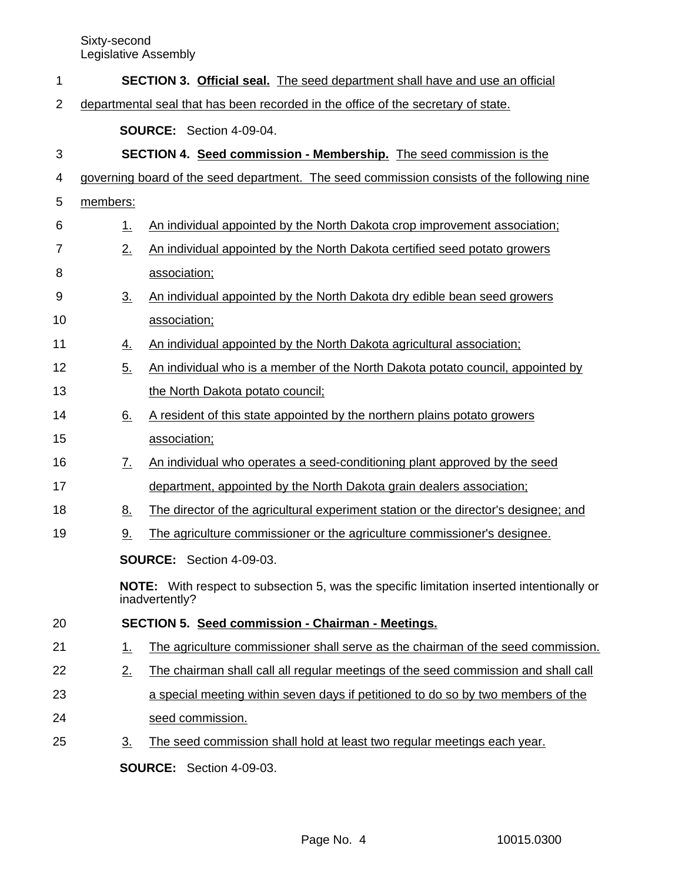**SECTION 3. Official seal.** The seed department shall have and use an official departmental seal that has been recorded in the office of the secretary of state.

**SOURCE:** Section 4-09-04.

**SECTION 4. Seed commission - Membership.** The seed commission is the governing board of the seed department. The seed commission consists of the following nine members:

1. An individual appointed by the North Dakota crop improvement association;
2. An individual appointed by the North Dakota certified seed potato growers association;
3. An individual appointed by the North Dakota dry edible bean seed growers association;
4. An individual appointed by the North Dakota agricultural association;
5. An individual who is a member of the North Dakota potato council, appointed by the North Dakota potato council;
6. A resident of this state appointed by the northern plains potato growers association;
7. An individual who operates a seed-conditioning plant approved by the seed department, appointed by the North Dakota grain dealers association;
8. The director of the agricultural experiment station or the director's designee; and
9. The agriculture commissioner or the agriculture commissioner's designee.

**SOURCE:** Section 4-09-03.

**NOTE:** With respect to subsection 5, was the specific limitation inserted intentionally or inadvertently?

**SECTION 5. Seed commission - Chairman - Meetings.**

1. The agriculture commissioner shall serve as the chairman of the seed commission.
2. The chairman shall call all regular meetings of the seed commission and shall call a special meeting within seven days if petitioned to do so by two members of the seed commission.
3. The seed commission shall hold at least two regular meetings each year.

**SOURCE:** Section 4-09-03.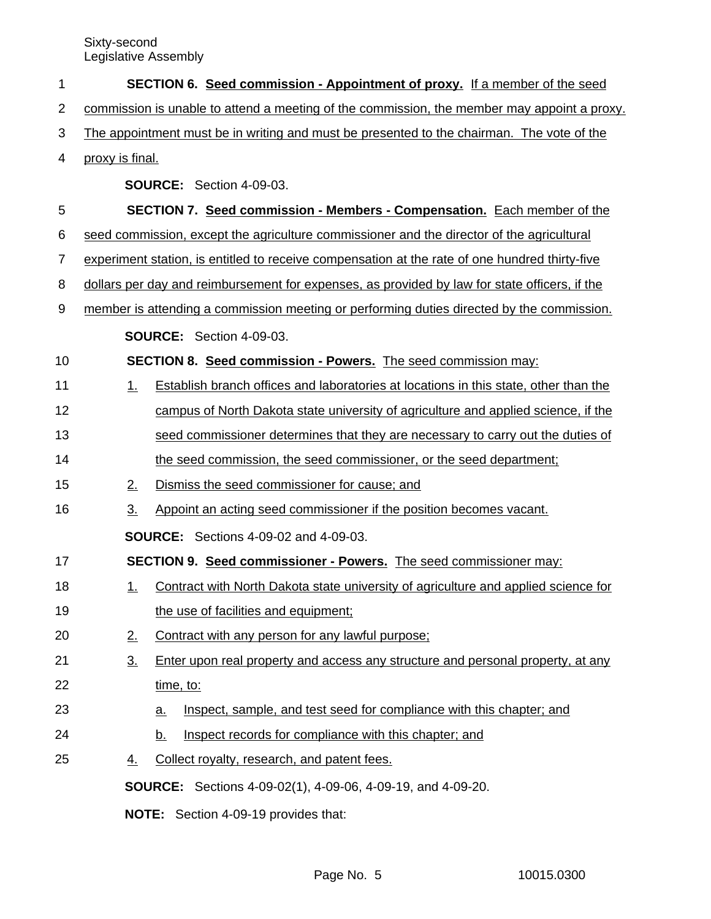**SECTION 6. Seed commission - Appointment of proxy.** If a member of the seed commission is unable to attend a meeting of the commission, the member may appoint a proxy. The appointment must be in writing and must be presented to the chairman. The vote of the proxy is final.

**SOURCE:** Section 4-09-03.

**SECTION 7. Seed commission - Members - Compensation.** Each member of the seed commission, except the agriculture commissioner and the director of the agricultural experiment station, is entitled to receive compensation at the rate of one hundred thirty-five dollars per day and reimbursement for expenses, as provided by law for state officers, if the member is attending a commission meeting or performing duties directed by the commission.

**SOURCE:** Section 4-09-03.

**SECTION 8. Seed commission - Powers.** The seed commission may:

1. Establish branch offices and laboratories at locations in this state, other than the campus of North Dakota state university of agriculture and applied science, if the seed commissioner determines that they are necessary to carry out the duties of the seed commission, the seed commissioner, or the seed department;
2. Dismiss the seed commissioner for cause; and
3. Appoint an acting seed commissioner if the position becomes vacant.

**SOURCE:** Sections 4-09-02 and 4-09-03.

**SECTION 9. Seed commissioner - Powers.** The seed commissioner may:

1. Contract with North Dakota state university of agriculture and applied science for the use of facilities and equipment;
2. Contract with any person for any lawful purpose;
3. Enter upon real property and access any structure and personal property, at any time, to:
   a. Inspect, sample, and test seed for compliance with this chapter; and
   b. Inspect records for compliance with this chapter; and
4. Collect royalty, research, and patent fees.

**SOURCE:** Sections 4-09-02(1), 4-09-06, 4-09-19, and 4-09-20.

**NOTE:** Section 4-09-19 provides that: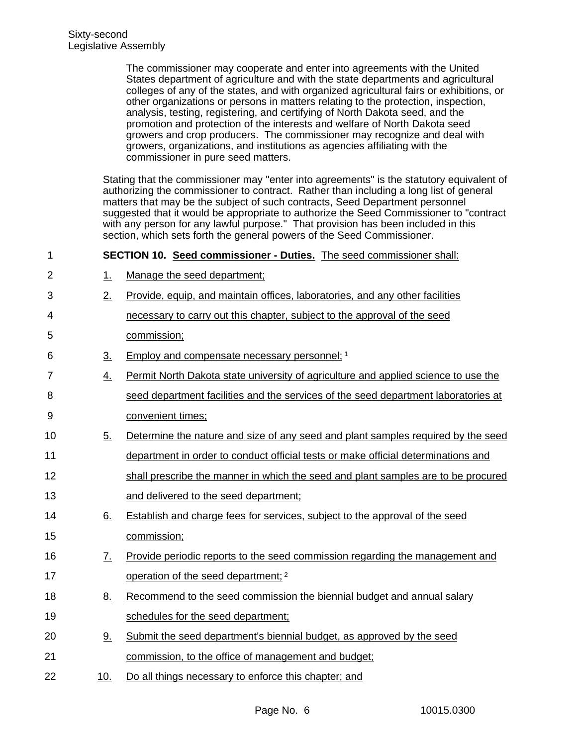The commissioner may cooperate and enter into agreements with the United States department of agriculture and with the state departments and agricultural colleges of any of the states, and with organized agricultural fairs or exhibitions, or other organizations or persons in matters relating to the protection, inspection, analysis, testing, registering, and certifying of North Dakota seed, and the promotion and protection of the interests and welfare of North Dakota seed growers and crop producers. The commissioner may recognize and deal with growers, organizations, and institutions as agencies affiliating with the commissioner in pure seed matters.

Stating that the commissioner may "enter into agreements" is the statutory equivalent of authorizing the commissioner to contract. Rather than including a long list of general matters that may be the subject of such contracts, Seed Department personnel suggested that it would be appropriate to authorize the Seed Commissioner to "contract with any person for any lawful purpose." That provision has been included in this section, which sets forth the general powers of the Seed Commissioner.

**SECTION 10. Seed commissioner - Duties.** The seed commissioner shall:

1. Manage the seed department;
2. Provide, equip, and maintain offices, laboratories, and any other facilities necessary to carry out this chapter, subject to the approval of the seed commission;
3. Employ and compensate necessary personnel; [1]
4. Permit North Dakota state university of agriculture and applied science to use the seed department facilities and the services of the seed department laboratories at convenient times;
5. Determine the nature and size of any seed and plant samples required by the seed department in order to conduct official tests or make official determinations and shall prescribe the manner in which the seed and plant samples are to be procured and delivered to the seed department;
6. Establish and charge fees for services, subject to the approval of the seed commission;
7. Provide periodic reports to the seed commission regarding the management and operation of the seed department; [2]
8. Recommend to the seed commission the biennial budget and annual salary schedules for the seed department;
9. Submit the seed department's biennial budget, as approved by the seed commission, to the office of management and budget;
10. Do all things necessary to enforce this chapter; and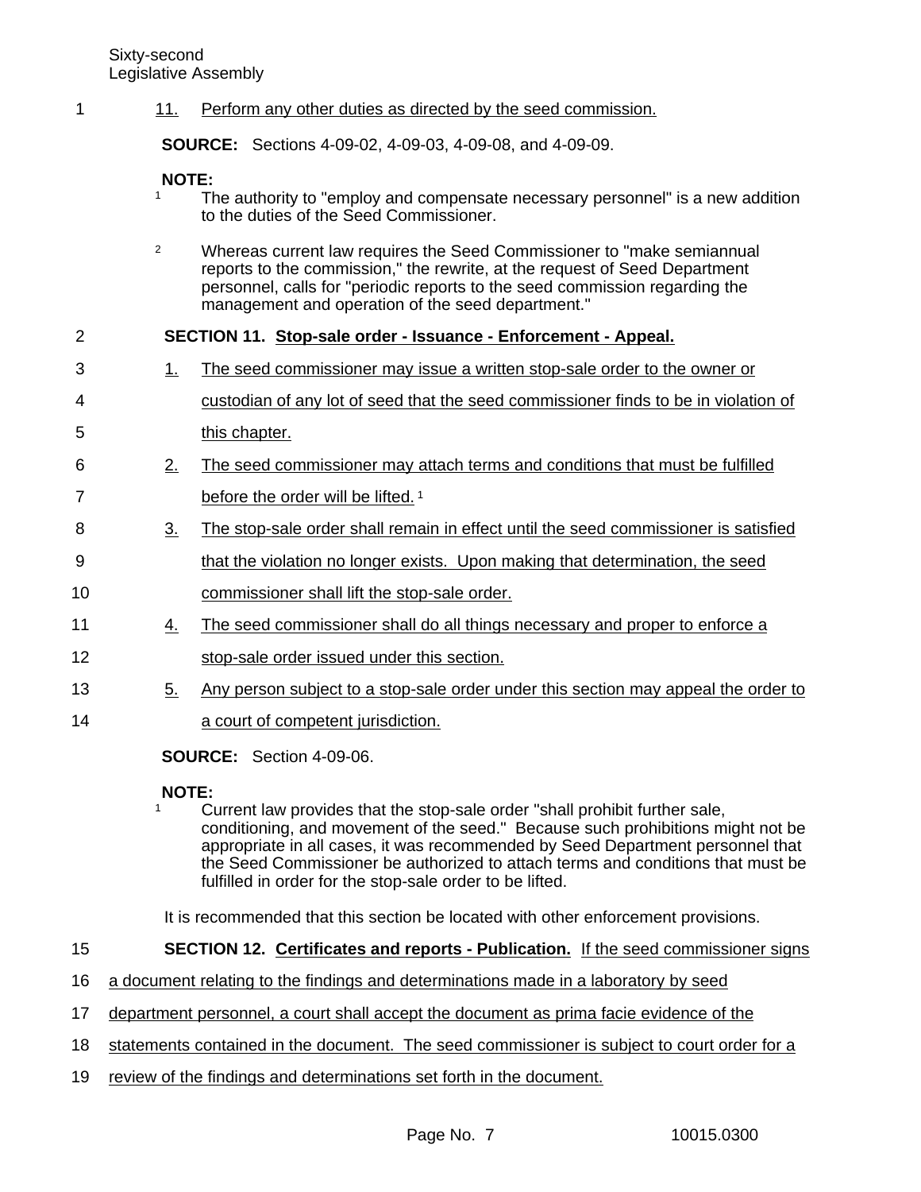11. Perform any other duties as directed by the seed commission.

**SOURCE:** Sections 4-09-02, 4-09-03, 4-09-08, and 4-09-09.

**NOTE:**

[1] The authority to "employ and compensate necessary personnel" is a new addition to the duties of the Seed Commissioner.

[2] Whereas current law requires the Seed Commissioner to "make semiannual reports to the commission," the rewrite, at the request of Seed Department personnel, calls for "periodic reports to the seed commission regarding the management and operation of the seed department."

**SECTION 11. Stop-sale order - Issuance - Enforcement - Appeal.**

1. The seed commissioner may issue a written stop-sale order to the owner or custodian of any lot of seed that the seed commissioner finds to be in violation of this chapter.
2. The seed commissioner may attach terms and conditions that must be fulfilled before the order will be lifted. [1]
3. The stop-sale order shall remain in effect until the seed commissioner is satisfied that the violation no longer exists. Upon making that determination, the seed commissioner shall lift the stop-sale order.
4. The seed commissioner shall do all things necessary and proper to enforce a stop-sale order issued under this section.
5. Any person subject to a stop-sale order under this section may appeal the order to a court of competent jurisdiction.

**SOURCE:** Section 4-09-06.

**NOTE:**

[1] Current law provides that the stop-sale order "shall prohibit further sale, conditioning, and movement of the seed." Because such prohibitions might not be appropriate in all cases, it was recommended by Seed Department personnel that the Seed Commissioner be authorized to attach terms and conditions that must be fulfilled in order for the stop-sale order to be lifted.

It is recommended that this section be located with other enforcement provisions.

**SECTION 12. Certificates and reports - Publication.** If the seed commissioner signs a document relating to the findings and determinations made in a laboratory by seed department personnel, a court shall accept the document as prima facie evidence of the statements contained in the document. The seed commissioner is subject to court order for a review of the findings and determinations set forth in the document.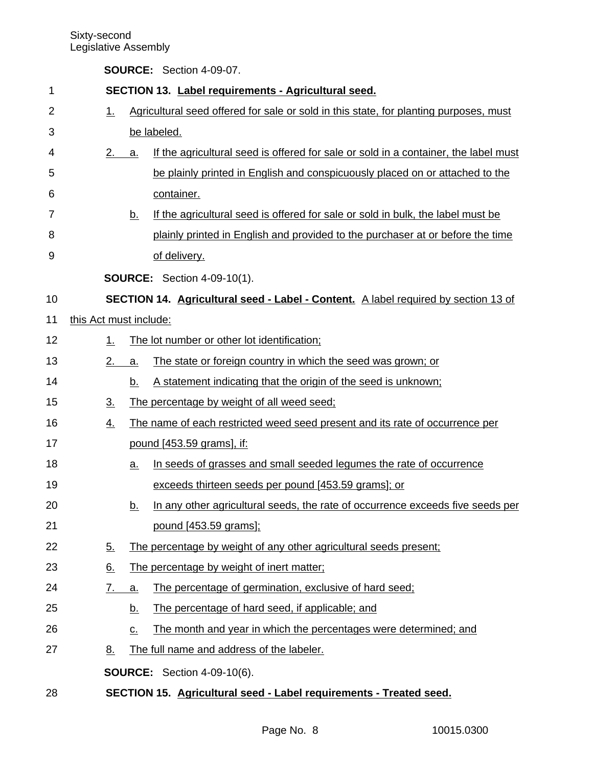**SOURCE:** Section 4-09-07.

**SECTION 13. Label requirements - Agricultural seed.**

1. Agricultural seed offered for sale or sold in this state, for planting purposes, must be labeled.

2. a. If the agricultural seed is offered for sale or sold in a container, the label must be plainly printed in English and conspicuously placed on or attached to the container.

   b. If the agricultural seed is offered for sale or sold in bulk, the label must be plainly printed in English and provided to the purchaser at or before the time of delivery.

**SOURCE:** Section 4-09-10(1).

**SECTION 14. Agricultural seed - Label - Content.** A label required by section 13 of this Act must include:

1. The lot number or other lot identification;

2. a. The state or foreign country in which the seed was grown; or

   b. A statement indicating that the origin of the seed is unknown;

3. The percentage by weight of all weed seed;

4. The name of each restricted weed seed present and its rate of occurrence per pound [453.59 grams], if:

   a. In seeds of grasses and small seeded legumes the rate of occurrence exceeds thirteen seeds per pound [453.59 grams]; or

   b. In any other agricultural seeds, the rate of occurrence exceeds five seeds per pound [453.59 grams];

5. The percentage by weight of any other agricultural seeds present;

6. The percentage by weight of inert matter;

7. a. The percentage of germination, exclusive of hard seed;

   b. The percentage of hard seed, if applicable; and

   c. The month and year in which the percentages were determined; and

8. The full name and address of the labeler.

**SOURCE:** Section 4-09-10(6).

**SECTION 15. Agricultural seed - Label requirements - Treated seed.**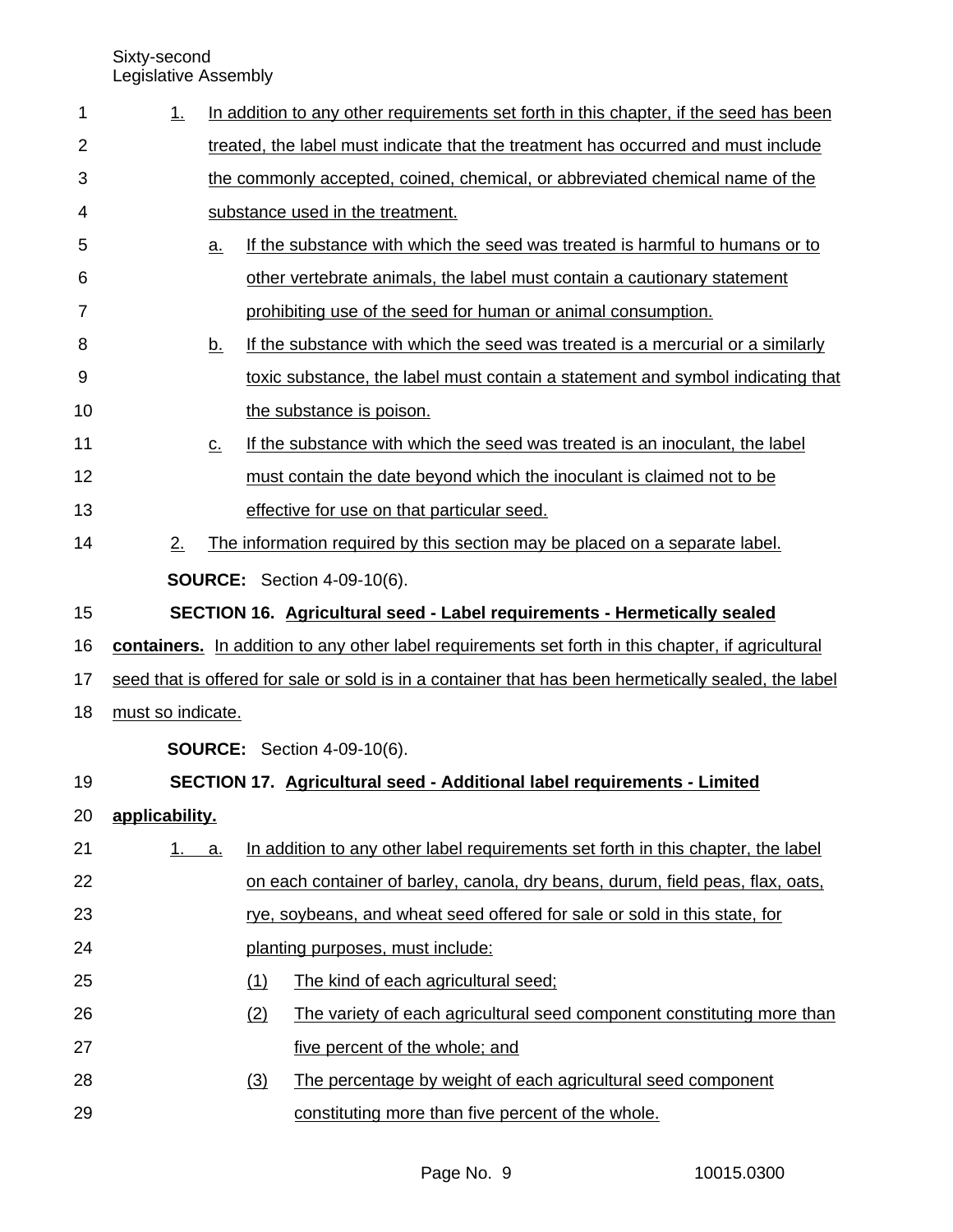1. In addition to any other requirements set forth in this chapter, if the seed has been treated, the label must indicate that the treatment has occurred and must include the commonly accepted, coined, chemical, or abbreviated chemical name of the substance used in the treatment.
   a. If the substance with which the seed was treated is harmful to humans or to other vertebrate animals, the label must contain a cautionary statement prohibiting use of the seed for human or animal consumption.
   b. If the substance with which the seed was treated is a mercurial or a similarly toxic substance, the label must contain a statement and symbol indicating that the substance is poison.
   c. If the substance with which the seed was treated is an inoculant, the label must contain the date beyond which the inoculant is claimed not to be effective for use on that particular seed.
2. The information required by this section may be placed on a separate label.

**SOURCE:** Section 4-09-10(6).

**SECTION 16. Agricultural seed - Label requirements - Hermetically sealed containers.** In addition to any other label requirements set forth in this chapter, if agricultural seed that is offered for sale or sold is in a container that has been hermetically sealed, the label must so indicate.

**SOURCE:** Section 4-09-10(6).

**SECTION 17. Agricultural seed - Additional label requirements - Limited applicability.**

1. a. In addition to any other label requirements set forth in this chapter, the label on each container of barley, canola, dry beans, durum, field peas, flax, oats, rye, soybeans, and wheat seed offered for sale or sold in this state, for planting purposes, must include:
      (1) The kind of each agricultural seed;
      (2) The variety of each agricultural seed component constituting more than five percent of the whole; and
      (3) The percentage by weight of each agricultural seed component constituting more than five percent of the whole.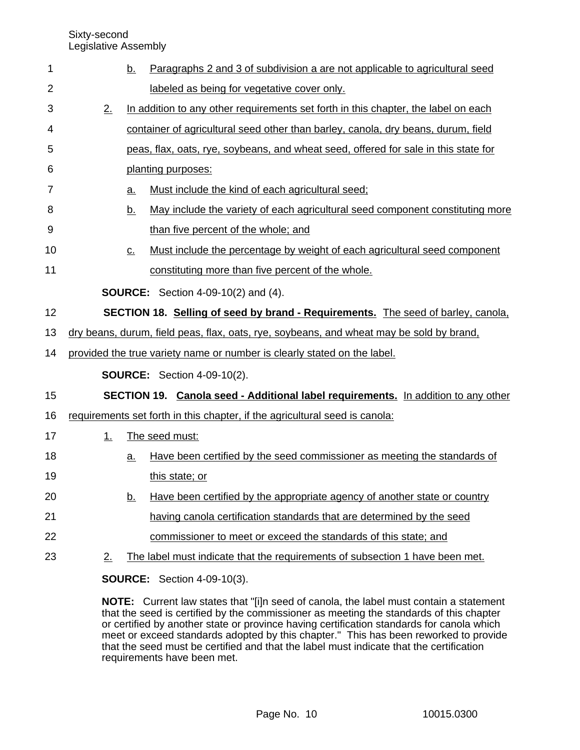b. Paragraphs 2 and 3 of subdivision a are not applicable to agricultural seed labeled as being for vegetative cover only.

2. In addition to any other requirements set forth in this chapter, the label on each container of agricultural seed other than barley, canola, dry beans, durum, field peas, flax, oats, rye, soybeans, and wheat seed, offered for sale in this state for planting purposes:

   a. Must include the kind of each agricultural seed;

   b. May include the variety of each agricultural seed component constituting more than five percent of the whole; and

   c. Must include the percentage by weight of each agricultural seed component constituting more than five percent of the whole.

**SOURCE:** Section 4-09-10(2) and (4).

**SECTION 18. Selling of seed by brand - Requirements.** The seed of barley, canola, dry beans, durum, field peas, flax, oats, rye, soybeans, and wheat may be sold by brand, provided the true variety name or number is clearly stated on the label.

**SOURCE:** Section 4-09-10(2).

**SECTION 19. Canola seed - Additional label requirements.** In addition to any other requirements set forth in this chapter, if the agricultural seed is canola:

1. The seed must:

   a. Have been certified by the seed commissioner as meeting the standards of this state; or

   b. Have been certified by the appropriate agency of another state or country having canola certification standards that are determined by the seed commissioner to meet or exceed the standards of this state; and

2. The label must indicate that the requirements of subsection 1 have been met.

**SOURCE:** Section 4-09-10(3).

**NOTE:** Current law states that "[i]n seed of canola, the label must contain a statement that the seed is certified by the commissioner as meeting the standards of this chapter or certified by another state or province having certification standards for canola which meet or exceed standards adopted by this chapter." This has been reworked to provide that the seed must be certified and that the label must indicate that the certification requirements have been met.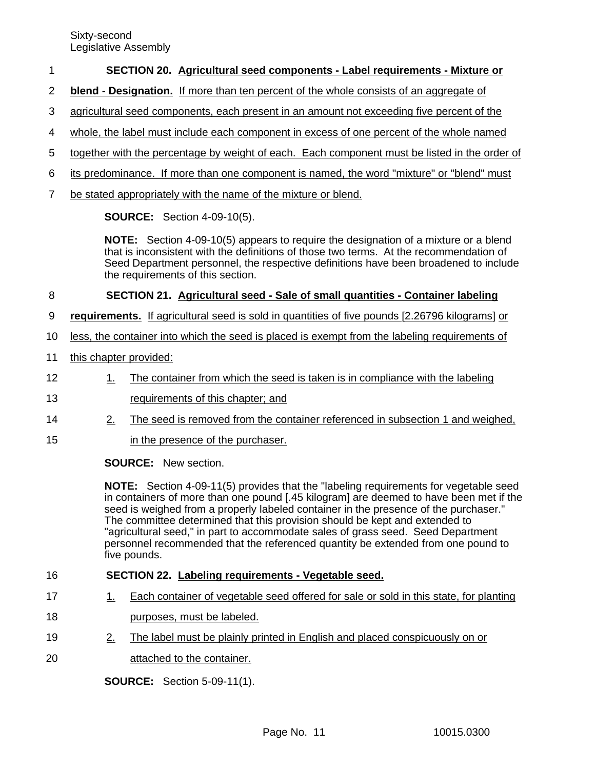**SECTION 20. Agricultural seed components - Label requirements - Mixture or blend - Designation.** If more than ten percent of the whole consists of an aggregate of agricultural seed components, each present in an amount not exceeding five percent of the whole, the label must include each component in excess of one percent of the whole named together with the percentage by weight of each. Each component must be listed in the order of its predominance. If more than one component is named, the word "mixture" or "blend" must be stated appropriately with the name of the mixture or blend.

**SOURCE:** Section 4-09-10(5).

**NOTE:** Section 4-09-10(5) appears to require the designation of a mixture or a blend that is inconsistent with the definitions of those two terms. At the recommendation of Seed Department personnel, the respective definitions have been broadened to include the requirements of this section.

**SECTION 21. Agricultural seed - Sale of small quantities - Container labeling requirements.** If agricultural seed is sold in quantities of five pounds [2.26796 kilograms] or less, the container into which the seed is placed is exempt from the labeling requirements of this chapter provided:

1. The container from which the seed is taken is in compliance with the labeling requirements of this chapter; and
2. The seed is removed from the container referenced in subsection 1 and weighed, in the presence of the purchaser.

**SOURCE:** New section.

**NOTE:** Section 4-09-11(5) provides that the "labeling requirements for vegetable seed in containers of more than one pound [.45 kilogram] are deemed to have been met if the seed is weighed from a properly labeled container in the presence of the purchaser." The committee determined that this provision should be kept and extended to "agricultural seed," in part to accommodate sales of grass seed. Seed Department personnel recommended that the referenced quantity be extended from one pound to five pounds.

**SECTION 22. Labeling requirements - Vegetable seed.**

1. Each container of vegetable seed offered for sale or sold in this state, for planting purposes, must be labeled.
2. The label must be plainly printed in English and placed conspicuously on or attached to the container.

**SOURCE:** Section 5-09-11(1).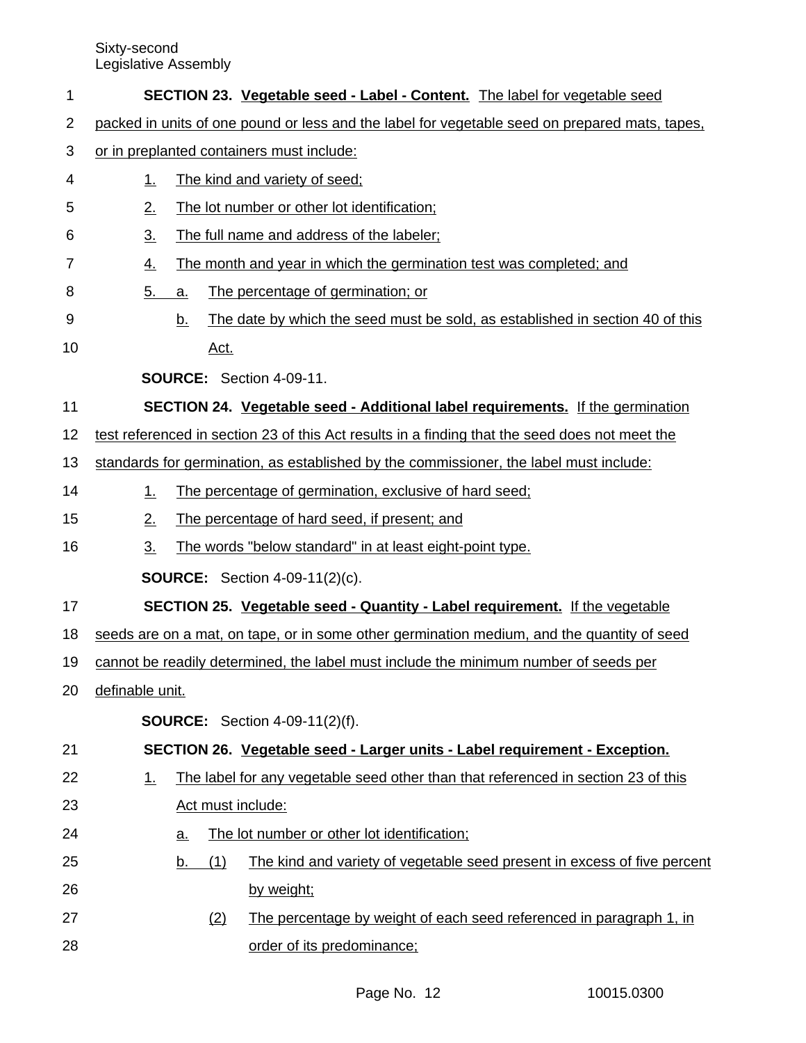**SECTION 23. Vegetable seed - Label - Content.** The label for vegetable seed packed in units of one pound or less and the label for vegetable seed on prepared mats, tapes, or in preplanted containers must include:

1. The kind and variety of seed;
2. The lot number or other lot identification;
3. The full name and address of the labeler;
4. The month and year in which the germination test was completed; and
5. a. The percentage of germination; or

   b. The date by which the seed must be sold, as established in section 40 of this Act.

**SOURCE:** Section 4-09-11.

**SECTION 24. Vegetable seed - Additional label requirements.** If the germination test referenced in section 23 of this Act results in a finding that the seed does not meet the standards for germination, as established by the commissioner, the label must include:

1. The percentage of germination, exclusive of hard seed;
2. The percentage of hard seed, if present; and
3. The words "below standard" in at least eight-point type.

**SOURCE:** Section 4-09-11(2)(c).

**SECTION 25. Vegetable seed - Quantity - Label requirement.** If the vegetable seeds are on a mat, on tape, or in some other germination medium, and the quantity of seed cannot be readily determined, the label must include the minimum number of seeds per definable unit.

**SOURCE:** Section 4-09-11(2)(f).

**SECTION 26. Vegetable seed - Larger units - Label requirement - Exception.**

1. The label for any vegetable seed other than that referenced in section 23 of this Act must include:

   a. The lot number or other lot identification;

   b. (1) The kind and variety of vegetable seed present in excess of five percent by weight;

      (2) The percentage by weight of each seed referenced in paragraph 1, in order of its predominance;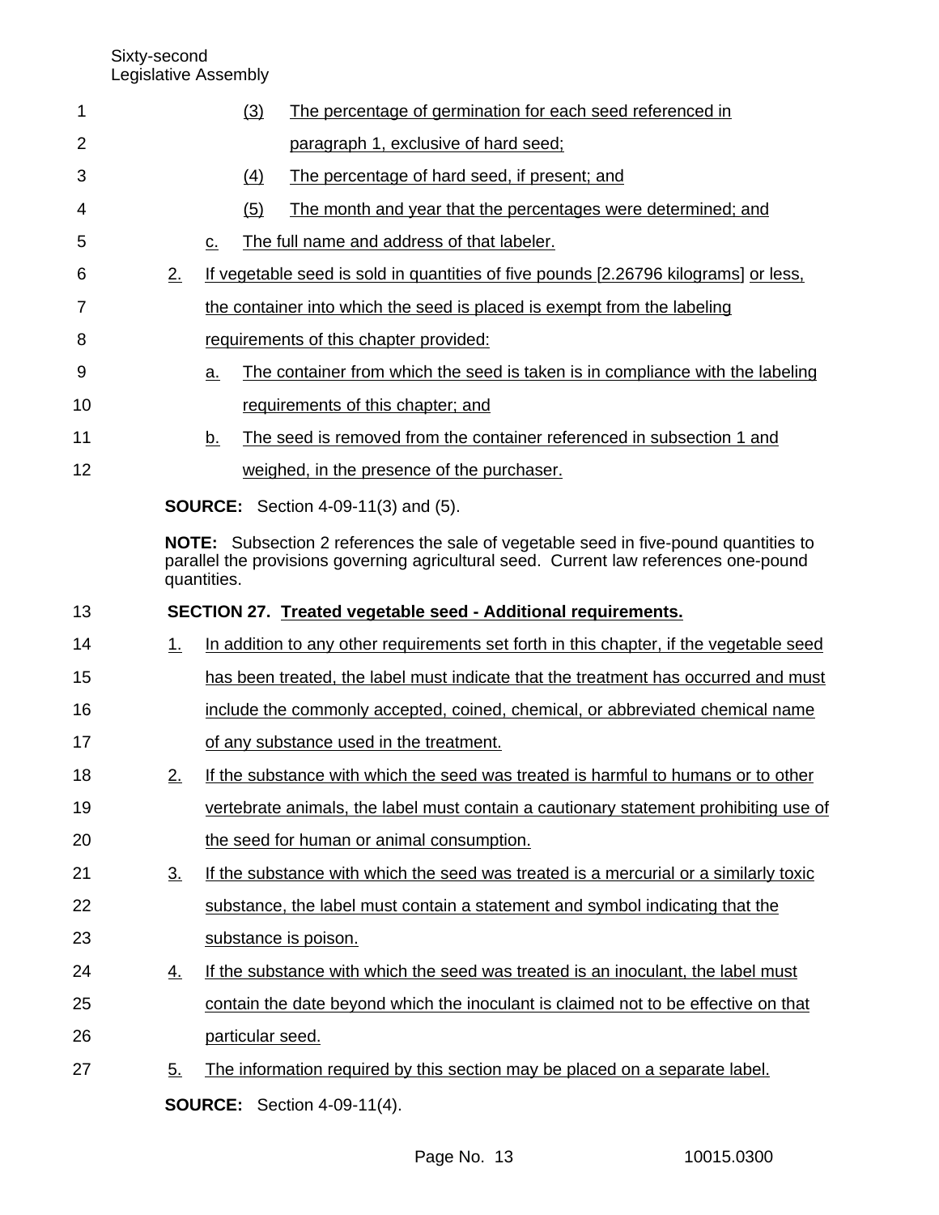(3) The percentage of germination for each seed referenced in paragraph 1, exclusive of hard seed;

(4) The percentage of hard seed, if present; and

(5) The month and year that the percentages were determined; and

c. The full name and address of that labeler.

2. If vegetable seed is sold in quantities of five pounds [2.26796 kilograms] or less, the container into which the seed is placed is exempt from the labeling requirements of this chapter provided:

a. The container from which the seed is taken is in compliance with the labeling requirements of this chapter; and

b. The seed is removed from the container referenced in subsection 1 and weighed, in the presence of the purchaser.

**SOURCE:** Section 4-09-11(3) and (5).

**NOTE:** Subsection 2 references the sale of vegetable seed in five-pound quantities to parallel the provisions governing agricultural seed. Current law references one-pound quantities.

**SECTION 27. Treated vegetable seed - Additional requirements.**

1. In addition to any other requirements set forth in this chapter, if the vegetable seed has been treated, the label must indicate that the treatment has occurred and must include the commonly accepted, coined, chemical, or abbreviated chemical name of any substance used in the treatment.

2. If the substance with which the seed was treated is harmful to humans or to other vertebrate animals, the label must contain a cautionary statement prohibiting use of the seed for human or animal consumption.

3. If the substance with which the seed was treated is a mercurial or a similarly toxic substance, the label must contain a statement and symbol indicating that the substance is poison.

4. If the substance with which the seed was treated is an inoculant, the label must contain the date beyond which the inoculant is claimed not to be effective on that particular seed.

5. The information required by this section may be placed on a separate label.

**SOURCE:** Section 4-09-11(4).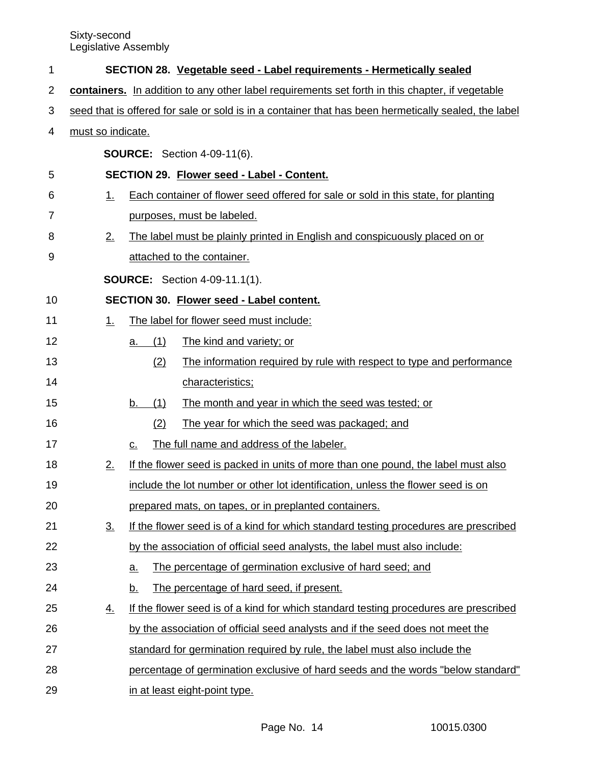**SECTION 28. Vegetable seed - Label requirements - Hermetically sealed containers.** In addition to any other label requirements set forth in this chapter, if vegetable seed that is offered for sale or sold is in a container that has been hermetically sealed, the label must so indicate.

**SOURCE:** Section 4-09-11(6).

**SECTION 29. Flower seed - Label - Content.**

1. Each container of flower seed offered for sale or sold in this state, for planting purposes, must be labeled.
2. The label must be plainly printed in English and conspicuously placed on or attached to the container.

**SOURCE:** Section 4-09-11.1(1).

**SECTION 30. Flower seed - Label content.**

1. The label for flower seed must include:
   - a. (1) The kind and variety; or
     - (2) The information required by rule with respect to type and performance characteristics;
   - b. (1) The month and year in which the seed was tested; or
     - (2) The year for which the seed was packaged; and
   - c. The full name and address of the labeler.
2. If the flower seed is packed in units of more than one pound, the label must also include the lot number or other lot identification, unless the flower seed is on prepared mats, on tapes, or in preplanted containers.
3. If the flower seed is of a kind for which standard testing procedures are prescribed by the association of official seed analysts, the label must also include:
   - a. The percentage of germination exclusive of hard seed; and
   - b. The percentage of hard seed, if present.
4. If the flower seed is of a kind for which standard testing procedures are prescribed by the association of official seed analysts and if the seed does not meet the standard for germination required by rule, the label must also include the percentage of germination exclusive of hard seeds and the words "below standard" in at least eight-point type.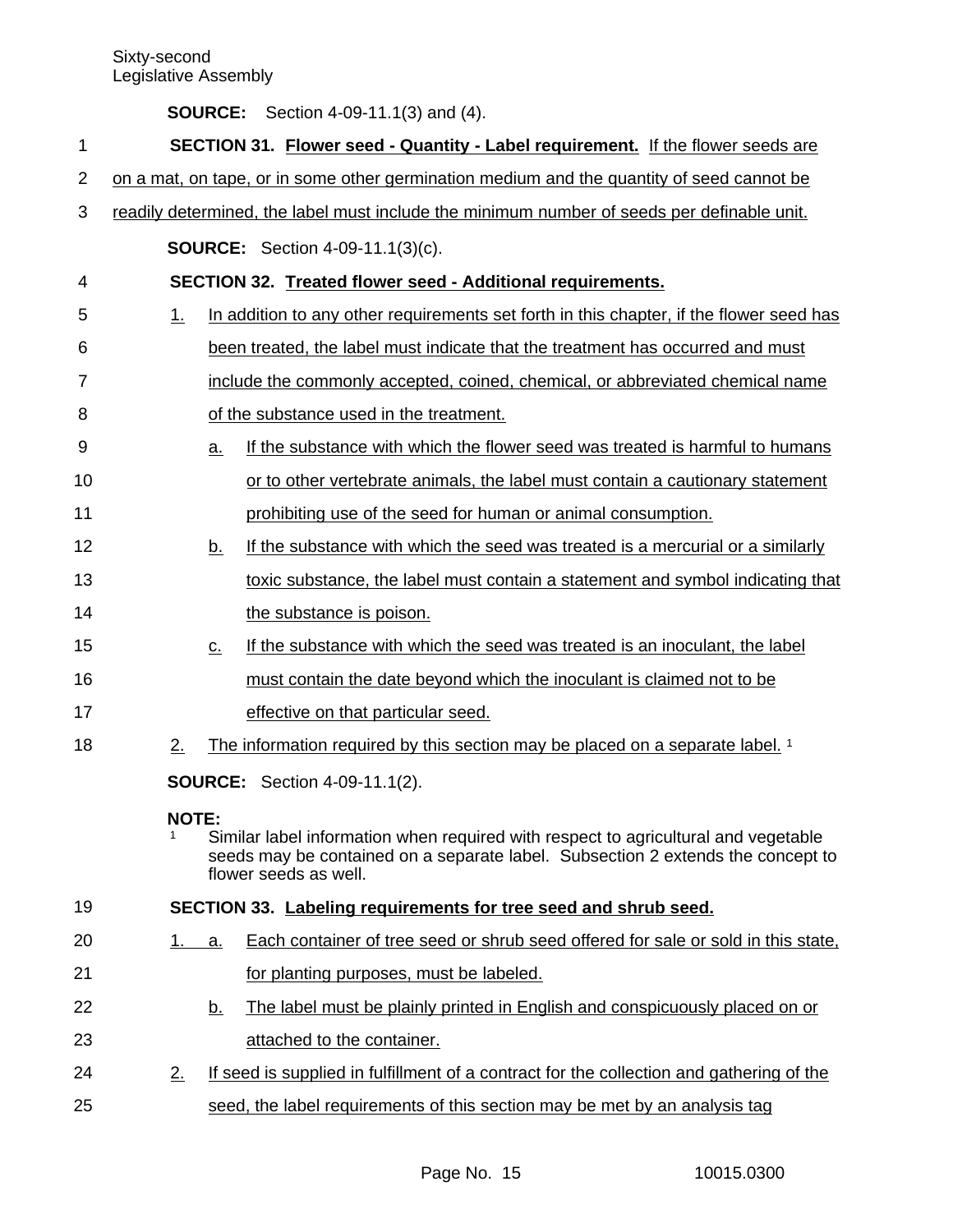**SOURCE:** Section 4-09-11.1(3) and (4).

**SECTION 31. Flower seed - Quantity - Label requirement.** If the flower seeds are on a mat, on tape, or in some other germination medium and the quantity of seed cannot be readily determined, the label must include the minimum number of seeds per definable unit.

**SOURCE:** Section 4-09-11.1(3)(c).

**SECTION 32. Treated flower seed - Additional requirements.**

1. In addition to any other requirements set forth in this chapter, if the flower seed has been treated, the label must indicate that the treatment has occurred and must include the commonly accepted, coined, chemical, or abbreviated chemical name of the substance used in the treatment.
   a. If the substance with which the flower seed was treated is harmful to humans or to other vertebrate animals, the label must contain a cautionary statement prohibiting use of the seed for human or animal consumption.
   b. If the substance with which the seed was treated is a mercurial or a similarly toxic substance, the label must contain a statement and symbol indicating that the substance is poison.
   c. If the substance with which the seed was treated is an inoculant, the label must contain the date beyond which the inoculant is claimed not to be effective on that particular seed.
2. The information required by this section may be placed on a separate label. [1]

**SOURCE:** Section 4-09-11.1(2).

**NOTE:**
[1] Similar label information when required with respect to agricultural and vegetable seeds may be contained on a separate label. Subsection 2 extends the concept to flower seeds as well.

**SECTION 33. Labeling requirements for tree seed and shrub seed.**

1. a. Each container of tree seed or shrub seed offered for sale or sold in this state, for planting purposes, must be labeled.
   b. The label must be plainly printed in English and conspicuously placed on or attached to the container.
2. If seed is supplied in fulfillment of a contract for the collection and gathering of the seed, the label requirements of this section may be met by an analysis tag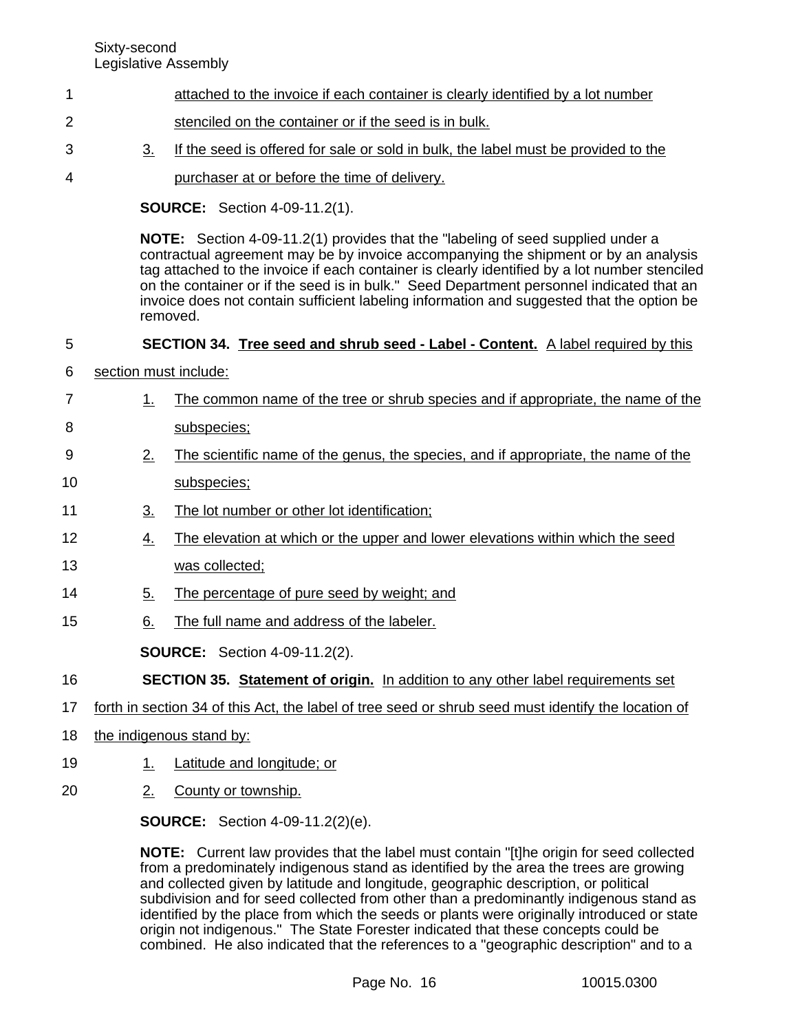attached to the invoice if each container is clearly identified by a lot number stenciled on the container or if the seed is in bulk.

3. If the seed is offered for sale or sold in bulk, the label must be provided to the purchaser at or before the time of delivery.

**SOURCE:** Section 4-09-11.2(1).

**NOTE:** Section 4-09-11.2(1) provides that the "labeling of seed supplied under a contractual agreement may be by invoice accompanying the shipment or by an analysis tag attached to the invoice if each container is clearly identified by a lot number stenciled on the container or if the seed is in bulk." Seed Department personnel indicated that an invoice does not contain sufficient labeling information and suggested that the option be removed.

**SECTION 34. Tree seed and shrub seed - Label - Content.** A label required by this section must include:

1. The common name of the tree or shrub species and if appropriate, the name of the subspecies;
2. The scientific name of the genus, the species, and if appropriate, the name of the subspecies;
3. The lot number or other lot identification;
4. The elevation at which or the upper and lower elevations within which the seed was collected;
5. The percentage of pure seed by weight; and
6. The full name and address of the labeler.

**SOURCE:** Section 4-09-11.2(2).

**SECTION 35. Statement of origin.** In addition to any other label requirements set forth in section 34 of this Act, the label of tree seed or shrub seed must identify the location of the indigenous stand by:

1. Latitude and longitude; or
2. County or township.

**SOURCE:** Section 4-09-11.2(2)(e).

**NOTE:** Current law provides that the label must contain "[t]he origin for seed collected from a predominately indigenous stand as identified by the area the trees are growing and collected given by latitude and longitude, geographic description, or political subdivision and for seed collected from other than a predominantly indigenous stand as identified by the place from which the seeds or plants were originally introduced or state origin not indigenous." The State Forester indicated that these concepts could be combined. He also indicated that the references to a "geographic description" and to a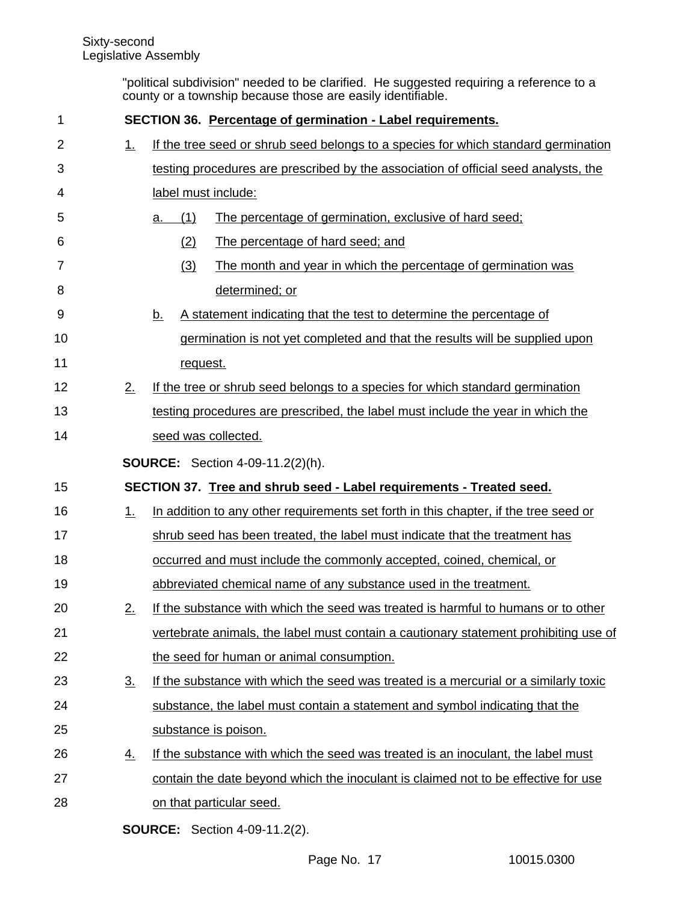"political subdivision" needed to be clarified. He suggested requiring a reference to a county or a township because those are easily identifiable.

**SECTION 36. Percentage of germination - Label requirements.**

1. If the tree seed or shrub seed belongs to a species for which standard germination testing procedures are prescribed by the association of official seed analysts, the label must include:
   a. (1) The percentage of germination, exclusive of hard seed;
      (2) The percentage of hard seed; and
      (3) The month and year in which the percentage of germination was determined; or
   b. A statement indicating that the test to determine the percentage of germination is not yet completed and that the results will be supplied upon request.
2. If the tree or shrub seed belongs to a species for which standard germination testing procedures are prescribed, the label must include the year in which the seed was collected.

**SOURCE:** Section 4-09-11.2(2)(h).

**SECTION 37. Tree and shrub seed - Label requirements - Treated seed.**

1. In addition to any other requirements set forth in this chapter, if the tree seed or shrub seed has been treated, the label must indicate that the treatment has occurred and must include the commonly accepted, coined, chemical, or abbreviated chemical name of any substance used in the treatment.
2. If the substance with which the seed was treated is harmful to humans or to other vertebrate animals, the label must contain a cautionary statement prohibiting use of the seed for human or animal consumption.
3. If the substance with which the seed was treated is a mercurial or a similarly toxic substance, the label must contain a statement and symbol indicating that the substance is poison.
4. If the substance with which the seed was treated is an inoculant, the label must contain the date beyond which the inoculant is claimed not to be effective for use on that particular seed.

**SOURCE:** Section 4-09-11.2(2).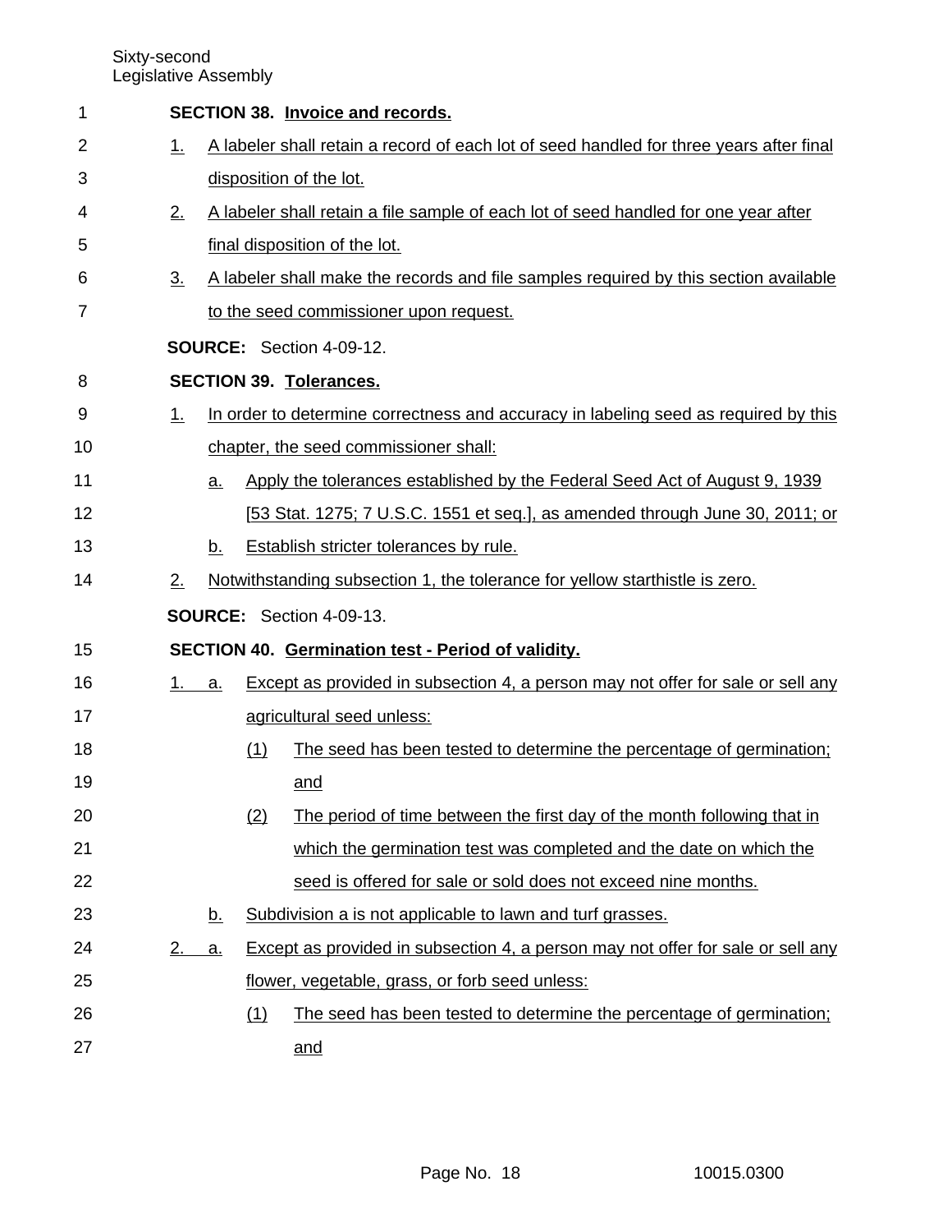**SECTION 38. Invoice and records.**

1. A labeler shall retain a record of each lot of seed handled for three years after final disposition of the lot.
2. A labeler shall retain a file sample of each lot of seed handled for one year after final disposition of the lot.
3. A labeler shall make the records and file samples required by this section available to the seed commissioner upon request.

**SOURCE:** Section 4-09-12.

**SECTION 39. Tolerances.**

1. In order to determine correctness and accuracy in labeling seed as required by this chapter, the seed commissioner shall:
   a. Apply the tolerances established by the Federal Seed Act of August 9, 1939 [53 Stat. 1275; 7 U.S.C. 1551 et seq.], as amended through June 30, 2011; or
   b. Establish stricter tolerances by rule.
2. Notwithstanding subsection 1, the tolerance for yellow starthistle is zero.

**SOURCE:** Section 4-09-13.

**SECTION 40. Germination test - Period of validity.**

1. a. Except as provided in subsection 4, a person may not offer for sale or sell any agricultural seed unless:
      (1) The seed has been tested to determine the percentage of germination; and
      (2) The period of time between the first day of the month following that in which the germination test was completed and the date on which the seed is offered for sale or sold does not exceed nine months.
   b. Subdivision a is not applicable to lawn and turf grasses.
2. a. Except as provided in subsection 4, a person may not offer for sale or sell any flower, vegetable, grass, or forb seed unless:
      (1) The seed has been tested to determine the percentage of germination; and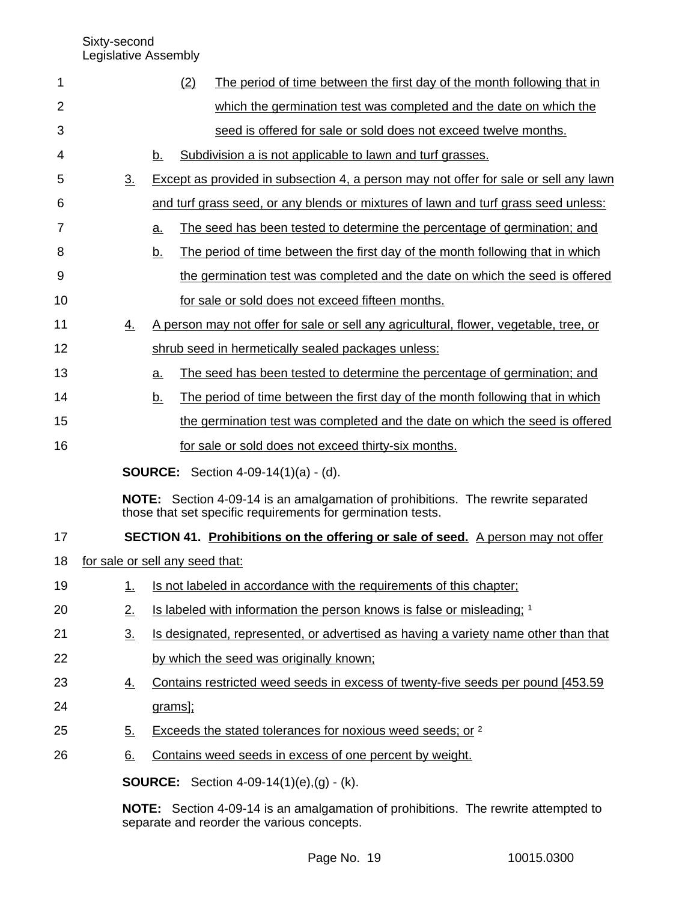(2) The period of time between the first day of the month following that in which the germination test was completed and the date on which the seed is offered for sale or sold does not exceed twelve months.

b. Subdivision a is not applicable to lawn and turf grasses.

3. Except as provided in subsection 4, a person may not offer for sale or sell any lawn and turf grass seed, or any blends or mixtures of lawn and turf grass seed unless:

a. The seed has been tested to determine the percentage of germination; and

b. The period of time between the first day of the month following that in which the germination test was completed and the date on which the seed is offered for sale or sold does not exceed fifteen months.

4. A person may not offer for sale or sell any agricultural, flower, vegetable, tree, or shrub seed in hermetically sealed packages unless:

a. The seed has been tested to determine the percentage of germination; and

b. The period of time between the first day of the month following that in which the germination test was completed and the date on which the seed is offered for sale or sold does not exceed thirty-six months.

**SOURCE:** Section 4-09-14(1)(a) - (d).

**NOTE:** Section 4-09-14 is an amalgamation of prohibitions. The rewrite separated those that set specific requirements for germination tests.

**SECTION 41. Prohibitions on the offering or sale of seed.** A person may not offer for sale or sell any seed that:

1. Is not labeled in accordance with the requirements of this chapter;

2. Is labeled with information the person knows is false or misleading; [1]

3. Is designated, represented, or advertised as having a variety name other than that by which the seed was originally known;

4. Contains restricted weed seeds in excess of twenty-five seeds per pound [453.59 grams];

5. Exceeds the stated tolerances for noxious weed seeds; or [2]

6. Contains weed seeds in excess of one percent by weight.

**SOURCE:** Section 4-09-14(1)(e),(g) - (k).

**NOTE:** Section 4-09-14 is an amalgamation of prohibitions. The rewrite attempted to separate and reorder the various concepts.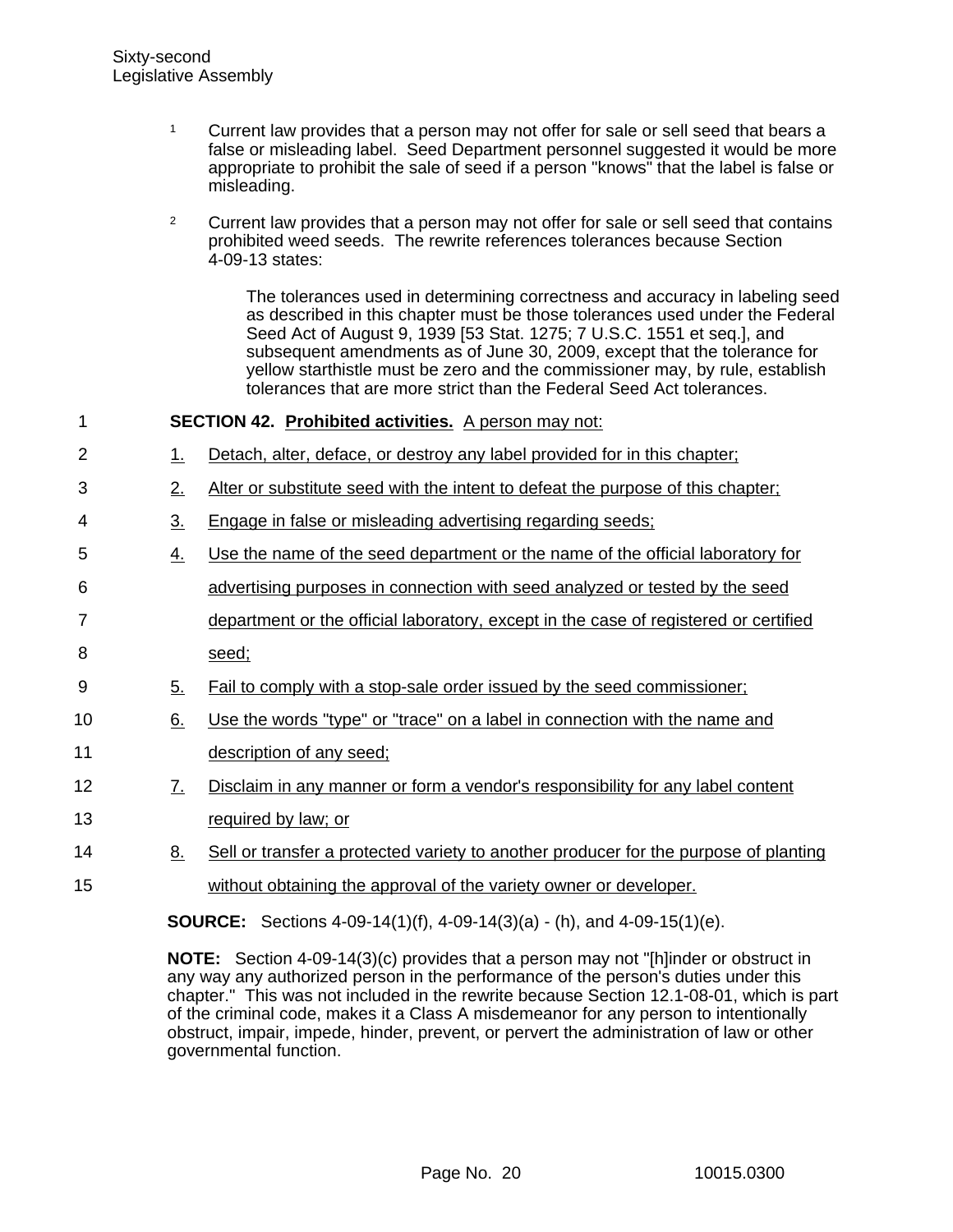[1] Current law provides that a person may not offer for sale or sell seed that bears a false or misleading label. Seed Department personnel suggested it would be more appropriate to prohibit the sale of seed if a person "knows" that the label is false or misleading.

[2] Current law provides that a person may not offer for sale or sell seed that contains prohibited weed seeds. The rewrite references tolerances because Section 4-09-13 states:

> The tolerances used in determining correctness and accuracy in labeling seed as described in this chapter must be those tolerances used under the Federal Seed Act of August 9, 1939 [53 Stat. 1275; 7 U.S.C. 1551 et seq.], and subsequent amendments as of June 30, 2009, except that the tolerance for yellow starthistle must be zero and the commissioner may, by rule, establish tolerances that are more strict than the Federal Seed Act tolerances.

**SECTION 42. Prohibited activities.** A person may not:

1. Detach, alter, deface, or destroy any label provided for in this chapter;
2. Alter or substitute seed with the intent to defeat the purpose of this chapter;
3. Engage in false or misleading advertising regarding seeds;
4. Use the name of the seed department or the name of the official laboratory for advertising purposes in connection with seed analyzed or tested by the seed department or the official laboratory, except in the case of registered or certified seed;
5. Fail to comply with a stop-sale order issued by the seed commissioner;
6. Use the words "type" or "trace" on a label in connection with the name and description of any seed;
7. Disclaim in any manner or form a vendor's responsibility for any label content required by law; or
8. Sell or transfer a protected variety to another producer for the purpose of planting without obtaining the approval of the variety owner or developer.

**SOURCE:** Sections 4-09-14(1)(f), 4-09-14(3)(a) - (h), and 4-09-15(1)(e).

**NOTE:** Section 4-09-14(3)(c) provides that a person may not "[h]inder or obstruct in any way any authorized person in the performance of the person's duties under this chapter." This was not included in the rewrite because Section 12.1-08-01, which is part of the criminal code, makes it a Class A misdemeanor for any person to intentionally obstruct, impair, impede, hinder, prevent, or pervert the administration of law or other governmental function.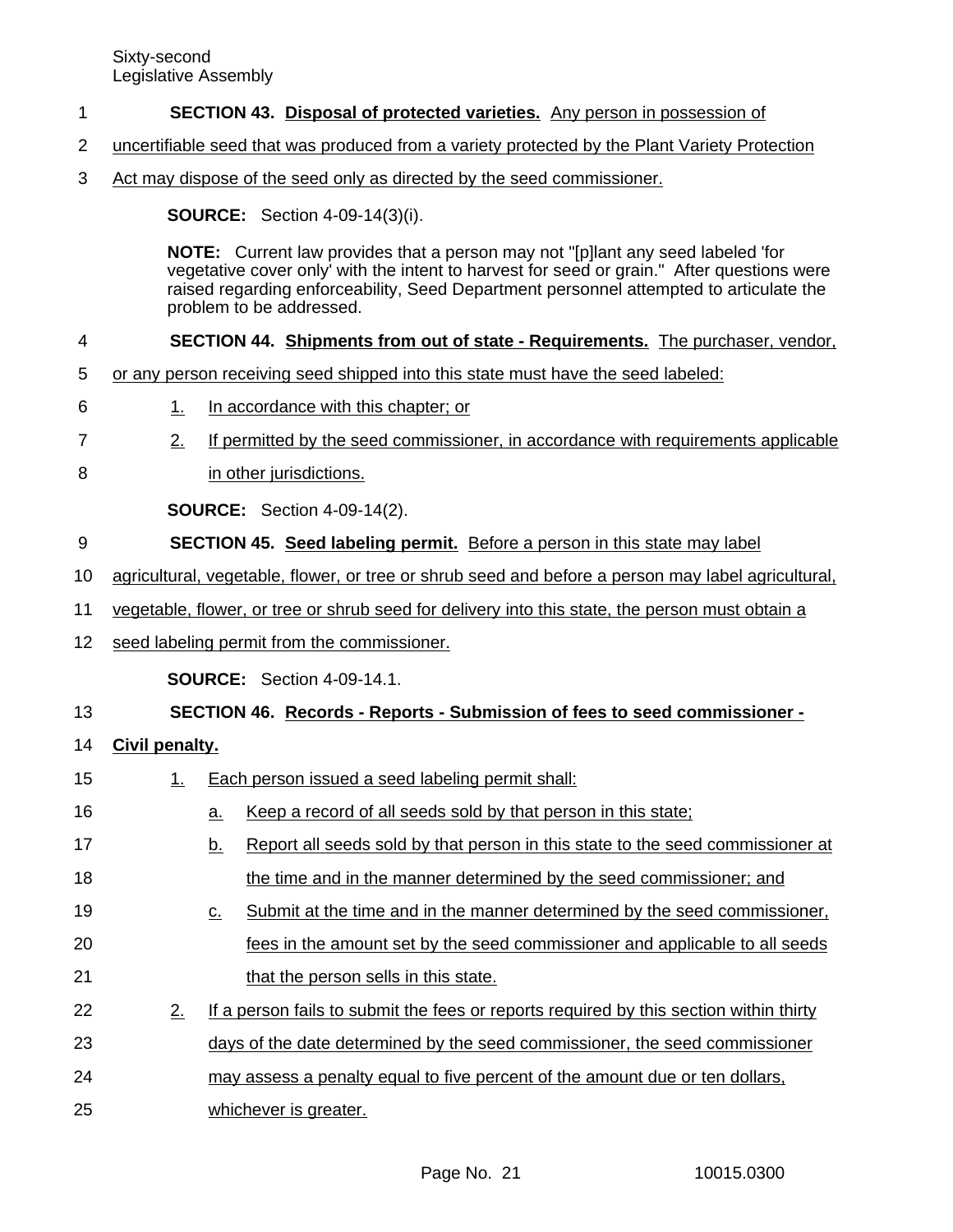**SECTION 43. Disposal of protected varieties.** Any person in possession of uncertifiable seed that was produced from a variety protected by the Plant Variety Protection Act may dispose of the seed only as directed by the seed commissioner.

**SOURCE:** Section 4-09-14(3)(i).

**NOTE:** Current law provides that a person may not "[p]lant any seed labeled 'for vegetative cover only' with the intent to harvest for seed or grain." After questions were raised regarding enforceability, Seed Department personnel attempted to articulate the problem to be addressed.

**SECTION 44. Shipments from out of state - Requirements.** The purchaser, vendor, or any person receiving seed shipped into this state must have the seed labeled:

1. In accordance with this chapter; or
2. If permitted by the seed commissioner, in accordance with requirements applicable in other jurisdictions.

**SOURCE:** Section 4-09-14(2).

**SECTION 45. Seed labeling permit.** Before a person in this state may label agricultural, vegetable, flower, or tree or shrub seed and before a person may label agricultural, vegetable, flower, or tree or shrub seed for delivery into this state, the person must obtain a seed labeling permit from the commissioner.

**SOURCE:** Section 4-09-14.1.

**SECTION 46. Records - Reports - Submission of fees to seed commissioner - Civil penalty.**

1. Each person issued a seed labeling permit shall:
   a. Keep a record of all seeds sold by that person in this state;
   b. Report all seeds sold by that person in this state to the seed commissioner at the time and in the manner determined by the seed commissioner; and
   c. Submit at the time and in the manner determined by the seed commissioner, fees in the amount set by the seed commissioner and applicable to all seeds that the person sells in this state.
2. If a person fails to submit the fees or reports required by this section within thirty days of the date determined by the seed commissioner, the seed commissioner may assess a penalty equal to five percent of the amount due or ten dollars, whichever is greater.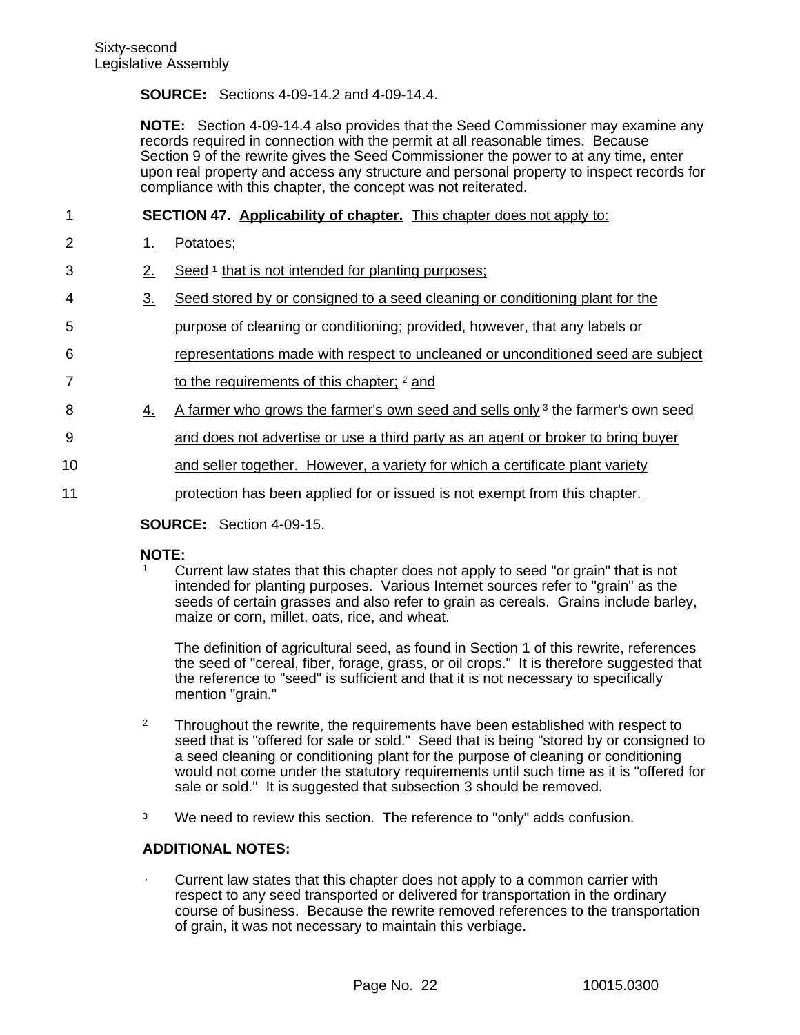**SOURCE:** Sections 4-09-14.2 and 4-09-14.4.

**NOTE:** Section 4-09-14.4 also provides that the Seed Commissioner may examine any records required in connection with the permit at all reasonable times. Because Section 9 of the rewrite gives the Seed Commissioner the power to at any time, enter upon real property and access any structure and personal property to inspect records for compliance with this chapter, the concept was not reiterated.

**SECTION 47. Applicability of chapter.** This chapter does not apply to:

1. Potatoes;
2. Seed [1] that is not intended for planting purposes;
3. Seed stored by or consigned to a seed cleaning or conditioning plant for the purpose of cleaning or conditioning; provided, however, that any labels or representations made with respect to uncleaned or unconditioned seed are subject to the requirements of this chapter; [2] and
4. A farmer who grows the farmer's own seed and sells only [3] the farmer's own seed and does not advertise or use a third party as an agent or broker to bring buyer and seller together. However, a variety for which a certificate plant variety protection has been applied for or issued is not exempt from this chapter.

**SOURCE:** Section 4-09-15.

**NOTE:**

[1] Current law states that this chapter does not apply to seed "or grain" that is not intended for planting purposes. Various Internet sources refer to "grain" as the seeds of certain grasses and also refer to grain as cereals. Grains include barley, maize or corn, millet, oats, rice, and wheat.

The definition of agricultural seed, as found in Section 1 of this rewrite, references the seed of "cereal, fiber, forage, grass, or oil crops." It is therefore suggested that the reference to "seed" is sufficient and that it is not necessary to specifically mention "grain."

[2] Throughout the rewrite, the requirements have been established with respect to seed that is "offered for sale or sold." Seed that is being "stored by or consigned to a seed cleaning or conditioning plant for the purpose of cleaning or conditioning would not come under the statutory requirements until such time as it is "offered for sale or sold." It is suggested that subsection 3 should be removed.

[3] We need to review this section. The reference to "only" adds confusion.

**ADDITIONAL NOTES:**

- Current law states that this chapter does not apply to a common carrier with respect to any seed transported or delivered for transportation in the ordinary course of business. Because the rewrite removed references to the transportation of grain, it was not necessary to maintain this verbiage.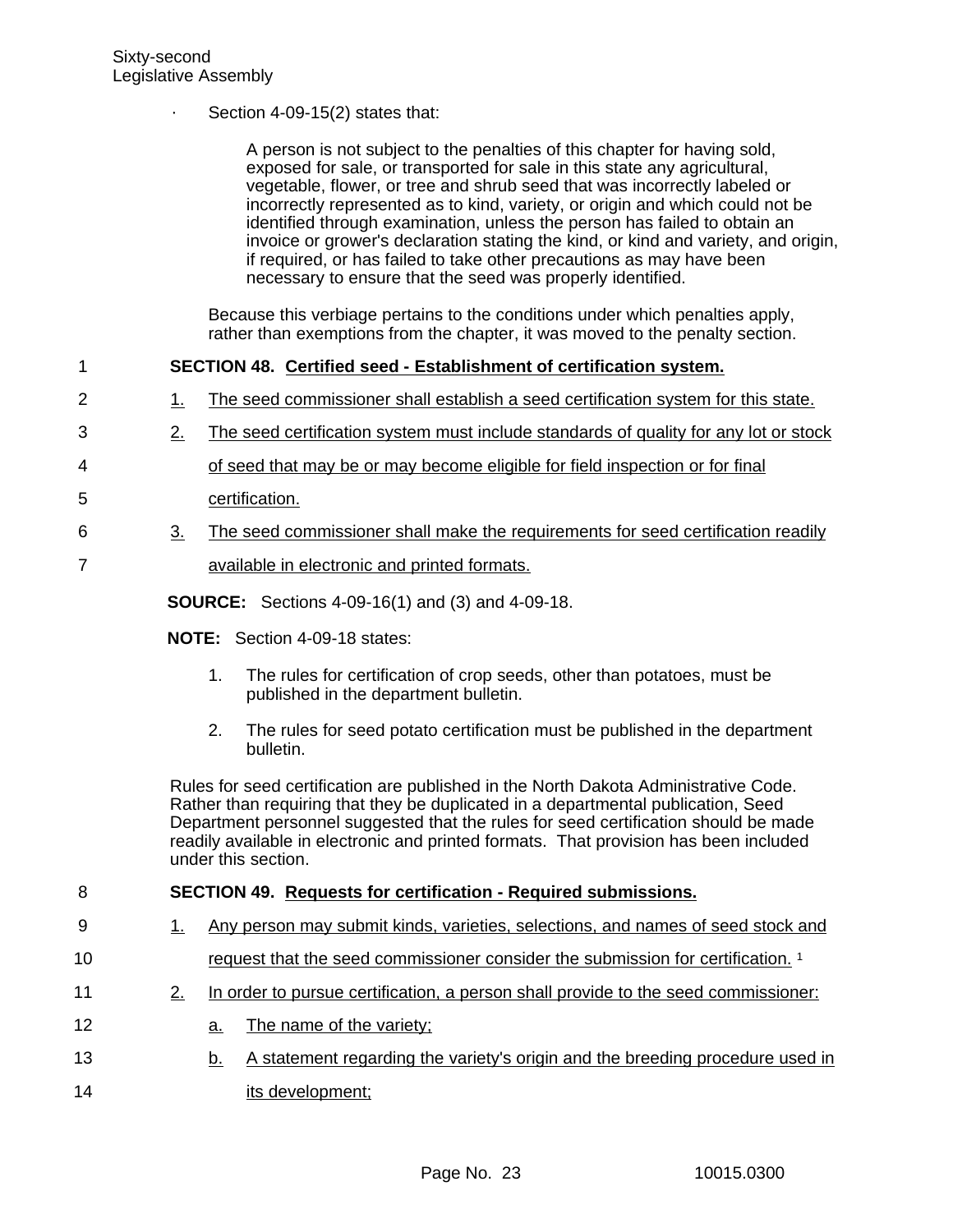- Section 4-09-15(2) states that:

  > A person is not subject to the penalties of this chapter for having sold, exposed for sale, or transported for sale in this state any agricultural, vegetable, flower, or tree and shrub seed that was incorrectly labeled or incorrectly represented as to kind, variety, or origin and which could not be identified through examination, unless the person has failed to obtain an invoice or grower's declaration stating the kind, or kind and variety, and origin, if required, or has failed to take other precautions as may have been necessary to ensure that the seed was properly identified.

  Because this verbiage pertains to the conditions under which penalties apply, rather than exemptions from the chapter, it was moved to the penalty section.

**SECTION 48. Certified seed - Establishment of certification system.**

1. The seed commissioner shall establish a seed certification system for this state.
2. The seed certification system must include standards of quality for any lot or stock of seed that may be or may become eligible for field inspection or for final certification.
3. The seed commissioner shall make the requirements for seed certification readily available in electronic and printed formats.

**SOURCE:** Sections 4-09-16(1) and (3) and 4-09-18.

**NOTE:** Section 4-09-18 states:

> 1. The rules for certification of crop seeds, other than potatoes, must be published in the department bulletin.
> 2. The rules for seed potato certification must be published in the department bulletin.

Rules for seed certification are published in the North Dakota Administrative Code. Rather than requiring that they be duplicated in a departmental publication, Seed Department personnel suggested that the rules for seed certification should be made readily available in electronic and printed formats. That provision has been included under this section.

**SECTION 49. Requests for certification - Required submissions.**

1. Any person may submit kinds, varieties, selections, and names of seed stock and request that the seed commissioner consider the submission for certification. [1]
2. In order to pursue certification, a person shall provide to the seed commissioner:
   a. The name of the variety;
   b. A statement regarding the variety's origin and the breeding procedure used in its development;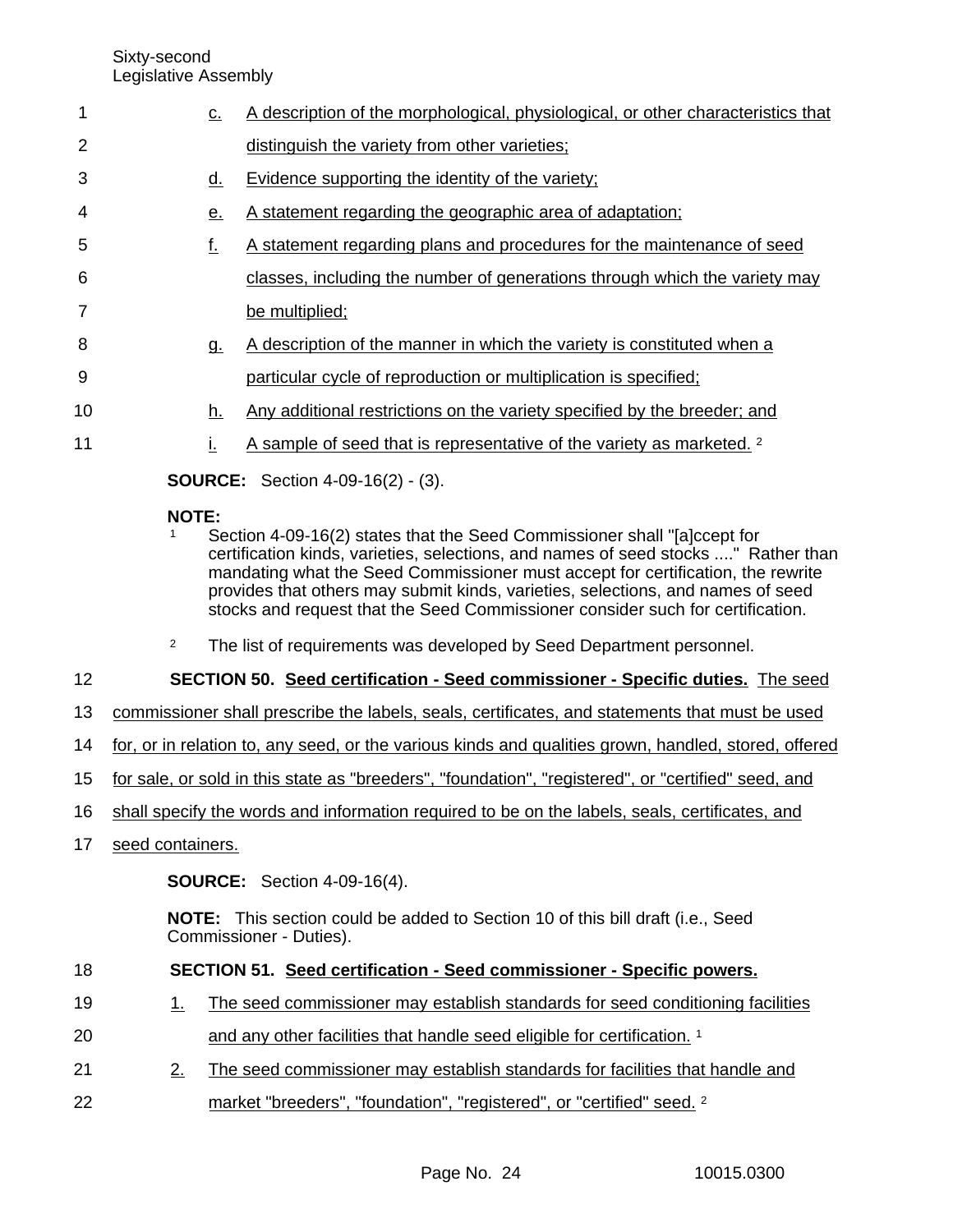c. A description of the morphological, physiological, or other characteristics that distinguish the variety from other varieties;

d. Evidence supporting the identity of the variety;

e. A statement regarding the geographic area of adaptation;

f. A statement regarding plans and procedures for the maintenance of seed classes, including the number of generations through which the variety may be multiplied;

g. A description of the manner in which the variety is constituted when a particular cycle of reproduction or multiplication is specified;

h. Any additional restrictions on the variety specified by the breeder; and

i. A sample of seed that is representative of the variety as marketed. [2]

**SOURCE:** Section 4-09-16(2) - (3).

**NOTE:**

[1] Section 4-09-16(2) states that the Seed Commissioner shall "[a]ccept for certification kinds, varieties, selections, and names of seed stocks ...." Rather than mandating what the Seed Commissioner must accept for certification, the rewrite provides that others may submit kinds, varieties, selections, and names of seed stocks and request that the Seed Commissioner consider such for certification.

[2] The list of requirements was developed by Seed Department personnel.

**SECTION 50. Seed certification - Seed commissioner - Specific duties.** The seed commissioner shall prescribe the labels, seals, certificates, and statements that must be used for, or in relation to, any seed, or the various kinds and qualities grown, handled, stored, offered for sale, or sold in this state as "breeders", "foundation", "registered", or "certified" seed, and shall specify the words and information required to be on the labels, seals, certificates, and seed containers.

**SOURCE:** Section 4-09-16(4).

**NOTE:** This section could be added to Section 10 of this bill draft (i.e., Seed Commissioner - Duties).

**SECTION 51. Seed certification - Seed commissioner - Specific powers.**

1. The seed commissioner may establish standards for seed conditioning facilities and any other facilities that handle seed eligible for certification. [1]

2. The seed commissioner may establish standards for facilities that handle and market "breeders", "foundation", "registered", or "certified" seed. [2]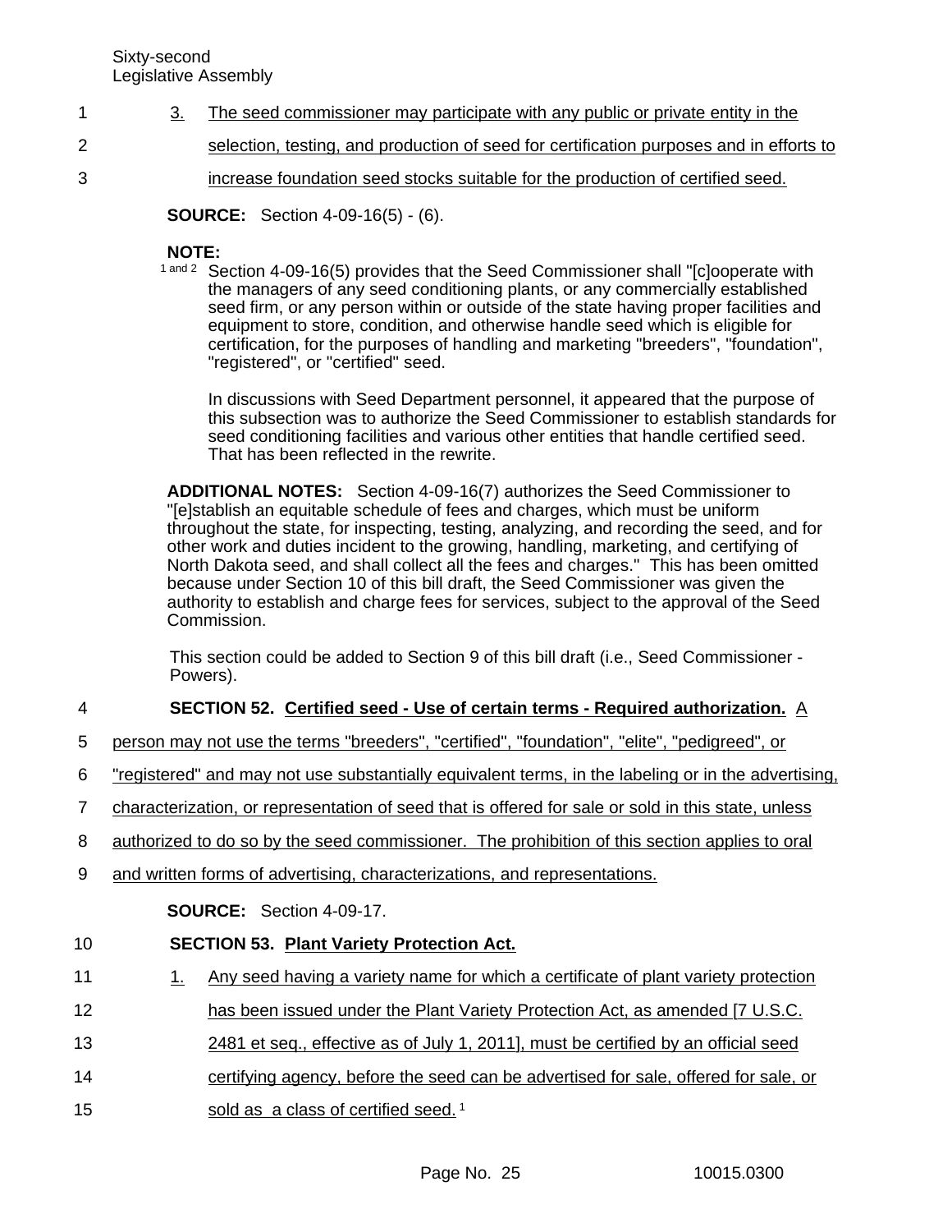3. The seed commissioner may participate with any public or private entity in the selection, testing, and production of seed for certification purposes and in efforts to increase foundation seed stocks suitable for the production of certified seed.

**SOURCE:** Section 4-09-16(5) - (6).

**NOTE:**

[1 and 2] Section 4-09-16(5) provides that the Seed Commissioner shall "[c]ooperate with the managers of any seed conditioning plants, or any commercially established seed firm, or any person within or outside of the state having proper facilities and equipment to store, condition, and otherwise handle seed which is eligible for certification, for the purposes of handling and marketing "breeders", "foundation", "registered", or "certified" seed.

In discussions with Seed Department personnel, it appeared that the purpose of this subsection was to authorize the Seed Commissioner to establish standards for seed conditioning facilities and various other entities that handle certified seed. That has been reflected in the rewrite.

**ADDITIONAL NOTES:** Section 4-09-16(7) authorizes the Seed Commissioner to "[e]stablish an equitable schedule of fees and charges, which must be uniform throughout the state, for inspecting, testing, analyzing, and recording the seed, and for other work and duties incident to the growing, handling, marketing, and certifying of North Dakota seed, and shall collect all the fees and charges." This has been omitted because under Section 10 of this bill draft, the Seed Commissioner was given the authority to establish and charge fees for services, subject to the approval of the Seed Commission.

This section could be added to Section 9 of this bill draft (i.e., Seed Commissioner - Powers).

**SECTION 52. Certified seed - Use of certain terms - Required authorization.** A person may not use the terms "breeders", "certified", "foundation", "elite", "pedigreed", or "registered" and may not use substantially equivalent terms, in the labeling or in the advertising, characterization, or representation of seed that is offered for sale or sold in this state, unless authorized to do so by the seed commissioner. The prohibition of this section applies to oral and written forms of advertising, characterizations, and representations.

**SOURCE:** Section 4-09-17.

**SECTION 53. Plant Variety Protection Act.**

1. Any seed having a variety name for which a certificate of plant variety protection has been issued under the Plant Variety Protection Act, as amended [7 U.S.C. 2481 et seq., effective as of July 1, 2011], must be certified by an official seed certifying agency, before the seed can be advertised for sale, offered for sale, or sold as a class of certified seed.[1]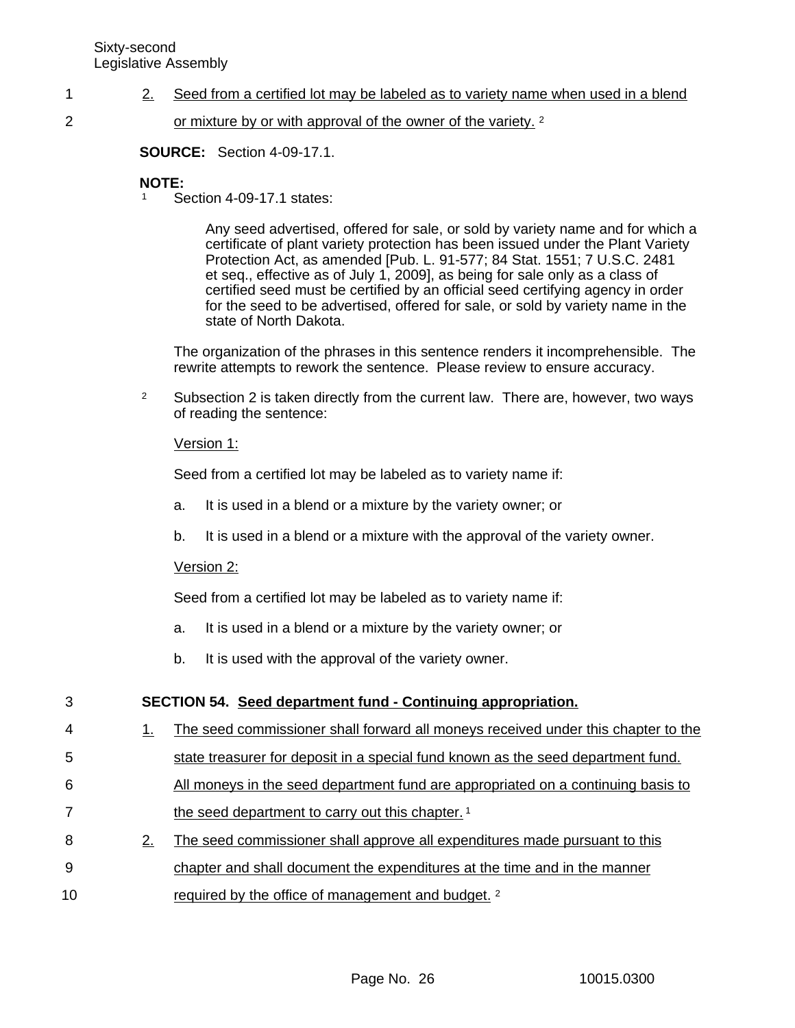2. Seed from a certified lot may be labeled as to variety name when used in a blend or mixture by or with approval of the owner of the variety. [2]

**SOURCE:** Section 4-09-17.1.

**NOTE:**

[1] Section 4-09-17.1 states:

> Any seed advertised, offered for sale, or sold by variety name and for which a certificate of plant variety protection has been issued under the Plant Variety Protection Act, as amended [Pub. L. 91-577; 84 Stat. 1551; 7 U.S.C. 2481 et seq., effective as of July 1, 2009], as being for sale only as a class of certified seed must be certified by an official seed certifying agency in order for the seed to be advertised, offered for sale, or sold by variety name in the state of North Dakota.

The organization of the phrases in this sentence renders it incomprehensible. The rewrite attempts to rework the sentence. Please review to ensure accuracy.

[2] Subsection 2 is taken directly from the current law. There are, however, two ways of reading the sentence:

Version 1:

Seed from a certified lot may be labeled as to variety name if:

a. It is used in a blend or a mixture by the variety owner; or

b. It is used in a blend or a mixture with the approval of the variety owner.

Version 2:

Seed from a certified lot may be labeled as to variety name if:

a. It is used in a blend or a mixture by the variety owner; or

b. It is used with the approval of the variety owner.

**SECTION 54. Seed department fund - Continuing appropriation.**

1. The seed commissioner shall forward all moneys received under this chapter to the state treasurer for deposit in a special fund known as the seed department fund. All moneys in the seed department fund are appropriated on a continuing basis to the seed department to carry out this chapter. [1]

2. The seed commissioner shall approve all expenditures made pursuant to this chapter and shall document the expenditures at the time and in the manner required by the office of management and budget. [2]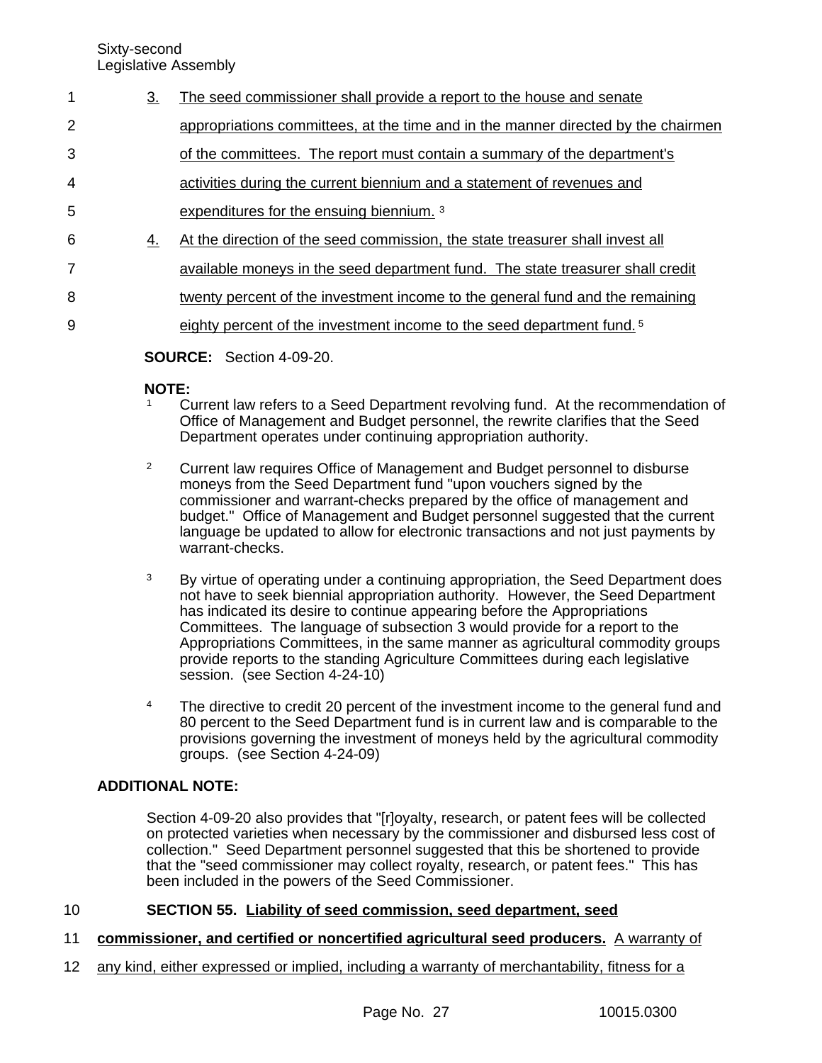3. The seed commissioner shall provide a report to the house and senate appropriations committees, at the time and in the manner directed by the chairmen of the committees. The report must contain a summary of the department's activities during the current biennium and a statement of revenues and expenditures for the ensuing biennium. [3]

4. At the direction of the seed commission, the state treasurer shall invest all available moneys in the seed department fund. The state treasurer shall credit twenty percent of the investment income to the general fund and the remaining eighty percent of the investment income to the seed department fund. [5]

**SOURCE:** Section 4-09-20.

**NOTE:**

[1] Current law refers to a Seed Department revolving fund. At the recommendation of Office of Management and Budget personnel, the rewrite clarifies that the Seed Department operates under continuing appropriation authority.

[2] Current law requires Office of Management and Budget personnel to disburse moneys from the Seed Department fund "upon vouchers signed by the commissioner and warrant-checks prepared by the office of management and budget." Office of Management and Budget personnel suggested that the current language be updated to allow for electronic transactions and not just payments by warrant-checks.

[3] By virtue of operating under a continuing appropriation, the Seed Department does not have to seek biennial appropriation authority. However, the Seed Department has indicated its desire to continue appearing before the Appropriations Committees. The language of subsection 3 would provide for a report to the Appropriations Committees, in the same manner as agricultural commodity groups provide reports to the standing Agriculture Committees during each legislative session. (see Section 4-24-10)

[4] The directive to credit 20 percent of the investment income to the general fund and 80 percent to the Seed Department fund is in current law and is comparable to the provisions governing the investment of moneys held by the agricultural commodity groups. (see Section 4-24-09)

**ADDITIONAL NOTE:**

Section 4-09-20 also provides that "[r]oyalty, research, or patent fees will be collected on protected varieties when necessary by the commissioner and disbursed less cost of collection." Seed Department personnel suggested that this be shortened to provide that the "seed commissioner may collect royalty, research, or patent fees." This has been included in the powers of the Seed Commissioner.

**SECTION 55. Liability of seed commission, seed department, seed commissioner, and certified or noncertified agricultural seed producers.** A warranty of any kind, either expressed or implied, including a warranty of merchantability, fitness for a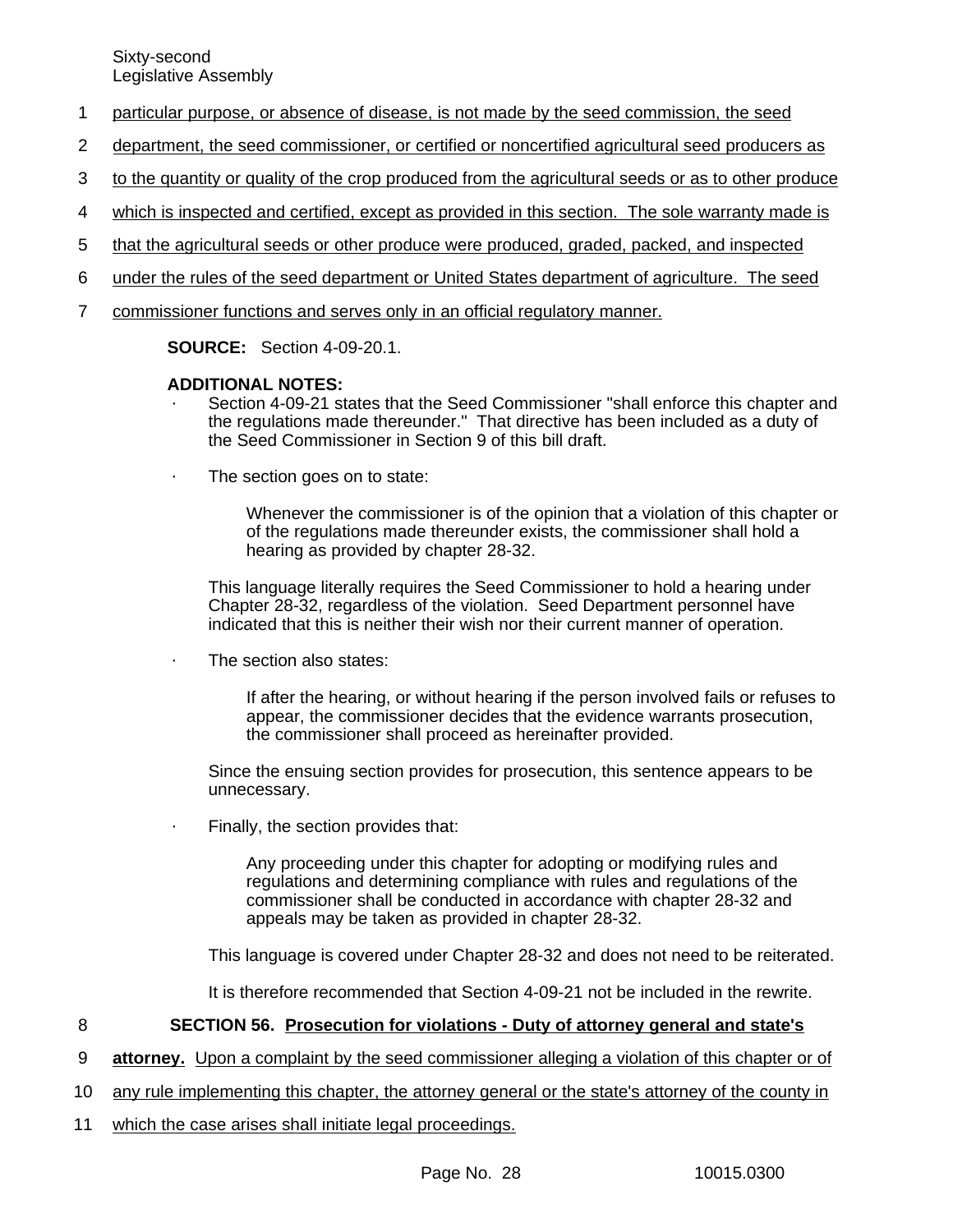particular purpose, or absence of disease, is not made by the seed commission, the seed department, the seed commissioner, or certified or noncertified agricultural seed producers as to the quantity or quality of the crop produced from the agricultural seeds or as to other produce which is inspected and certified, except as provided in this section. The sole warranty made is that the agricultural seeds or other produce were produced, graded, packed, and inspected under the rules of the seed department or United States department of agriculture. The seed commissioner functions and serves only in an official regulatory manner.

**SOURCE:** Section 4-09-20.1.

**ADDITIONAL NOTES:**

- Section 4-09-21 states that the Seed Commissioner "shall enforce this chapter and the regulations made thereunder." That directive has been included as a duty of the Seed Commissioner in Section 9 of this bill draft.

- The section goes on to state:

  > Whenever the commissioner is of the opinion that a violation of this chapter or of the regulations made thereunder exists, the commissioner shall hold a hearing as provided by chapter 28-32.

  This language literally requires the Seed Commissioner to hold a hearing under Chapter 28-32, regardless of the violation. Seed Department personnel have indicated that this is neither their wish nor their current manner of operation.

- The section also states:

  > If after the hearing, or without hearing if the person involved fails or refuses to appear, the commissioner decides that the evidence warrants prosecution, the commissioner shall proceed as hereinafter provided.

  Since the ensuing section provides for prosecution, this sentence appears to be unnecessary.

- Finally, the section provides that:

  > Any proceeding under this chapter for adopting or modifying rules and regulations and determining compliance with rules and regulations of the commissioner shall be conducted in accordance with chapter 28-32 and appeals may be taken as provided in chapter 28-32.

  This language is covered under Chapter 28-32 and does not need to be reiterated.

  It is therefore recommended that Section 4-09-21 not be included in the rewrite.

**SECTION 56. Prosecution for violations - Duty of attorney general and state's attorney.** Upon a complaint by the seed commissioner alleging a violation of this chapter or of any rule implementing this chapter, the attorney general or the state's attorney of the county in which the case arises shall initiate legal proceedings.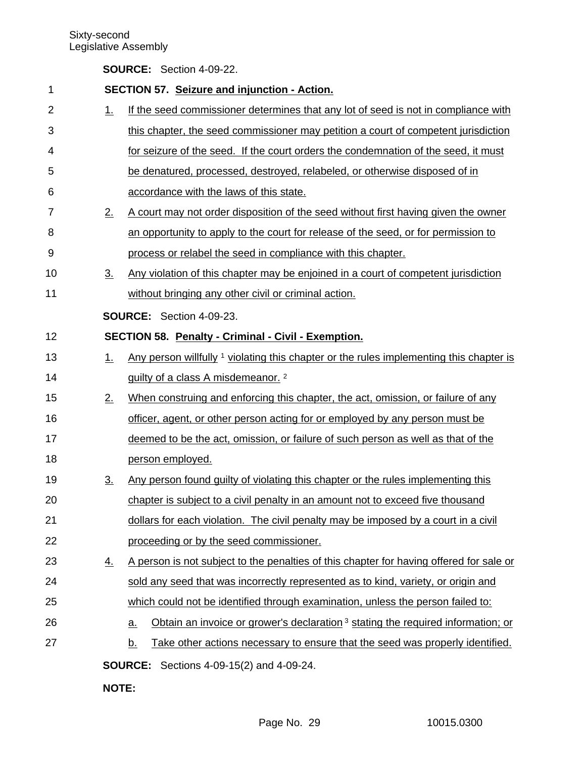**SOURCE:** Section 4-09-22.

**SECTION 57. Seizure and injunction - Action.**

1. If the seed commissioner determines that any lot of seed is not in compliance with this chapter, the seed commissioner may petition a court of competent jurisdiction for seizure of the seed. If the court orders the condemnation of the seed, it must be denatured, processed, destroyed, relabeled, or otherwise disposed of in accordance with the laws of this state.
2. A court may not order disposition of the seed without first having given the owner an opportunity to apply to the court for release of the seed, or for permission to process or relabel the seed in compliance with this chapter.
3. Any violation of this chapter may be enjoined in a court of competent jurisdiction without bringing any other civil or criminal action.

**SOURCE:** Section 4-09-23.

**SECTION 58. Penalty - Criminal - Civil - Exemption.**

1. Any person willfully [1] violating this chapter or the rules implementing this chapter is guilty of a class A misdemeanor. [2]
2. When construing and enforcing this chapter, the act, omission, or failure of any officer, agent, or other person acting for or employed by any person must be deemed to be the act, omission, or failure of such person as well as that of the person employed.
3. Any person found guilty of violating this chapter or the rules implementing this chapter is subject to a civil penalty in an amount not to exceed five thousand dollars for each violation. The civil penalty may be imposed by a court in a civil proceeding or by the seed commissioner.
4. A person is not subject to the penalties of this chapter for having offered for sale or sold any seed that was incorrectly represented as to kind, variety, or origin and which could not be identified through examination, unless the person failed to:
   a. Obtain an invoice or grower's declaration [3] stating the required information; or
   b. Take other actions necessary to ensure that the seed was properly identified.

**SOURCE:** Sections 4-09-15(2) and 4-09-24.

**NOTE:**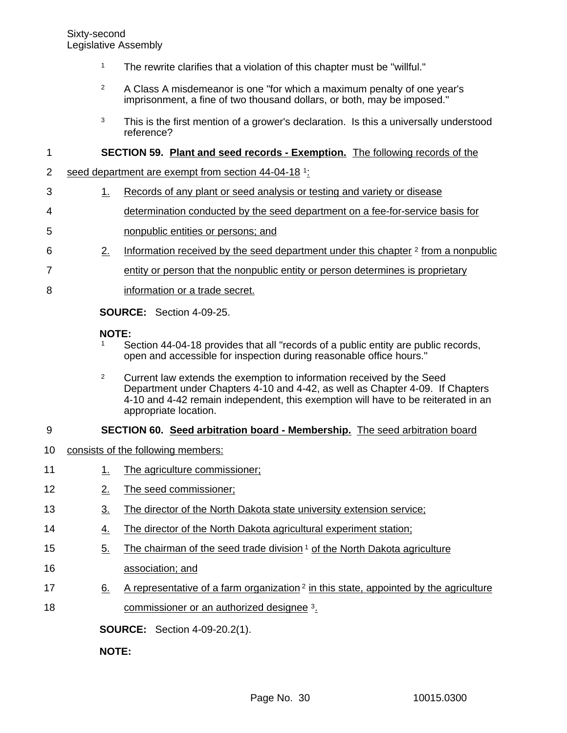[1] The rewrite clarifies that a violation of this chapter must be "willful."

[2] A Class A misdemeanor is one "for which a maximum penalty of one year's imprisonment, a fine of two thousand dollars, or both, may be imposed."

[3] This is the first mention of a grower's declaration. Is this a universally understood reference?

**SECTION 59. Plant and seed records - Exemption.** The following records of the seed department are exempt from section 44-04-18 [1]:

1. Records of any plant or seed analysis or testing and variety or disease determination conducted by the seed department on a fee-for-service basis for nonpublic entities or persons; and
2. Information received by the seed department under this chapter [2] from a nonpublic entity or person that the nonpublic entity or person determines is proprietary information or a trade secret.

**SOURCE:** Section 4-09-25.

**NOTE:**

[1] Section 44-04-18 provides that all "records of a public entity are public records, open and accessible for inspection during reasonable office hours."

[2] Current law extends the exemption to information received by the Seed Department under Chapters 4-10 and 4-42, as well as Chapter 4-09. If Chapters 4-10 and 4-42 remain independent, this exemption will have to be reiterated in an appropriate location.

**SECTION 60. Seed arbitration board - Membership.** The seed arbitration board consists of the following members:

1. The agriculture commissioner;
2. The seed commissioner;
3. The director of the North Dakota state university extension service;
4. The director of the North Dakota agricultural experiment station;
5. The chairman of the seed trade division [1] of the North Dakota agriculture association; and
6. A representative of a farm organization [2] in this state, appointed by the agriculture commissioner or an authorized designee [3].

**SOURCE:** Section 4-09-20.2(1).

**NOTE:**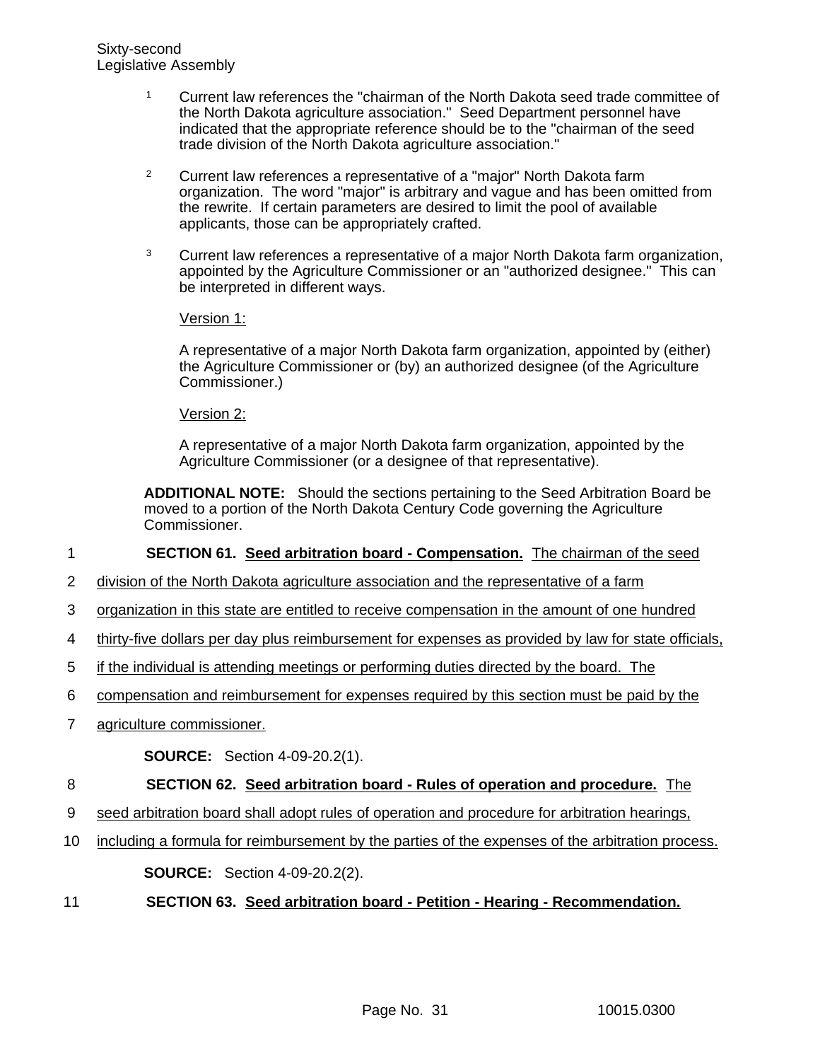[1] Current law references the "chairman of the North Dakota seed trade committee of the North Dakota agriculture association." Seed Department personnel have indicated that the appropriate reference should be to the "chairman of the seed trade division of the North Dakota agriculture association."

[2] Current law references a representative of a "major" North Dakota farm organization. The word "major" is arbitrary and vague and has been omitted from the rewrite. If certain parameters are desired to limit the pool of available applicants, those can be appropriately crafted.

[3] Current law references a representative of a major North Dakota farm organization, appointed by the Agriculture Commissioner or an "authorized designee." This can be interpreted in different ways.

Version 1:

A representative of a major North Dakota farm organization, appointed by (either) the Agriculture Commissioner or (by) an authorized designee (of the Agriculture Commissioner.)

Version 2:

A representative of a major North Dakota farm organization, appointed by the Agriculture Commissioner (or a designee of that representative).

**ADDITIONAL NOTE:** Should the sections pertaining to the Seed Arbitration Board be moved to a portion of the North Dakota Century Code governing the Agriculture Commissioner.

**SECTION 61. Seed arbitration board - Compensation.** The chairman of the seed division of the North Dakota agriculture association and the representative of a farm organization in this state are entitled to receive compensation in the amount of one hundred thirty-five dollars per day plus reimbursement for expenses as provided by law for state officials, if the individual is attending meetings or performing duties directed by the board. The compensation and reimbursement for expenses required by this section must be paid by the agriculture commissioner.

**SOURCE:** Section 4-09-20.2(1).

**SECTION 62. Seed arbitration board - Rules of operation and procedure.** The seed arbitration board shall adopt rules of operation and procedure for arbitration hearings, including a formula for reimbursement by the parties of the expenses of the arbitration process.

**SOURCE:** Section 4-09-20.2(2).

**SECTION 63. Seed arbitration board - Petition - Hearing - Recommendation.**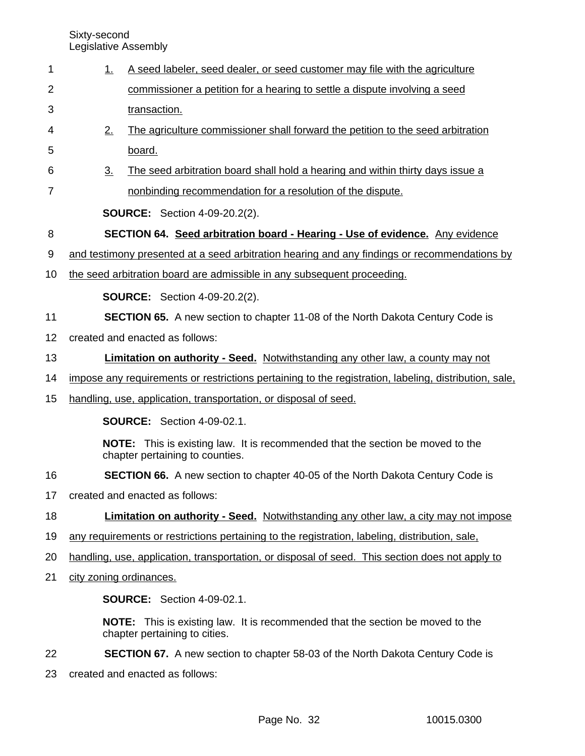1. A seed labeler, seed dealer, or seed customer may file with the agriculture commissioner a petition for a hearing to settle a dispute involving a seed transaction.
2. The agriculture commissioner shall forward the petition to the seed arbitration board.
3. The seed arbitration board shall hold a hearing and within thirty days issue a nonbinding recommendation for a resolution of the dispute.

**SOURCE:** Section 4-09-20.2(2).

**SECTION 64. Seed arbitration board - Hearing - Use of evidence.** Any evidence and testimony presented at a seed arbitration hearing and any findings or recommendations by the seed arbitration board are admissible in any subsequent proceeding.

**SOURCE:** Section 4-09-20.2(2).

**SECTION 65.** A new section to chapter 11-08 of the North Dakota Century Code is created and enacted as follows:

**Limitation on authority - Seed.** Notwithstanding any other law, a county may not impose any requirements or restrictions pertaining to the registration, labeling, distribution, sale, handling, use, application, transportation, or disposal of seed.

**SOURCE:** Section 4-09-02.1.

**NOTE:** This is existing law. It is recommended that the section be moved to the chapter pertaining to counties.

**SECTION 66.** A new section to chapter 40-05 of the North Dakota Century Code is created and enacted as follows:

**Limitation on authority - Seed.** Notwithstanding any other law, a city may not impose any requirements or restrictions pertaining to the registration, labeling, distribution, sale, handling, use, application, transportation, or disposal of seed. This section does not apply to city zoning ordinances.

**SOURCE:** Section 4-09-02.1.

**NOTE:** This is existing law. It is recommended that the section be moved to the chapter pertaining to cities.

**SECTION 67.** A new section to chapter 58-03 of the North Dakota Century Code is created and enacted as follows: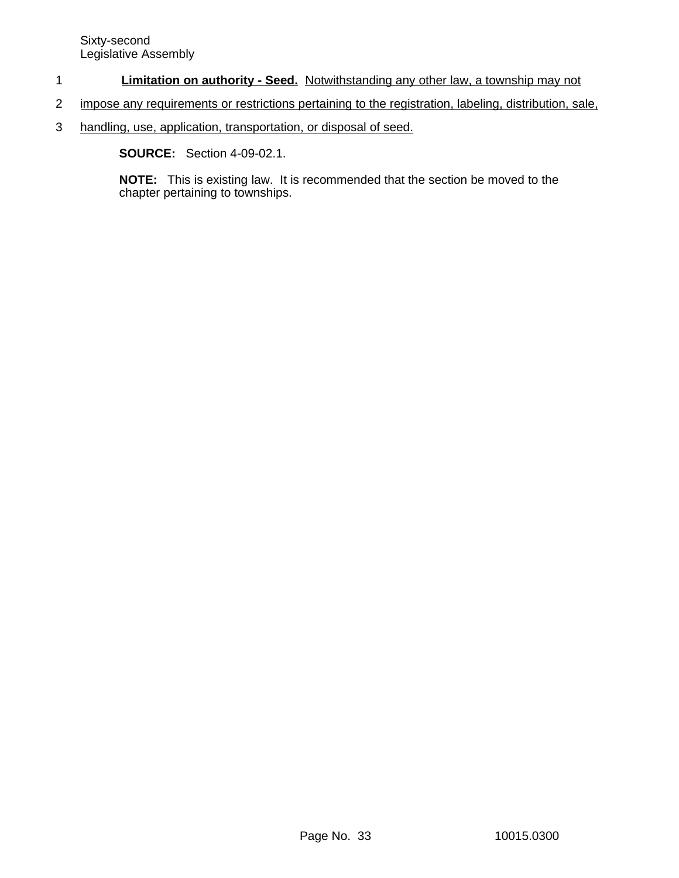**Limitation on authority - Seed.** Notwithstanding any other law, a township may not impose any requirements or restrictions pertaining to the registration, labeling, distribution, sale, handling, use, application, transportation, or disposal of seed.

**SOURCE:** Section 4-09-02.1.

**NOTE:** This is existing law. It is recommended that the section be moved to the chapter pertaining to townships.